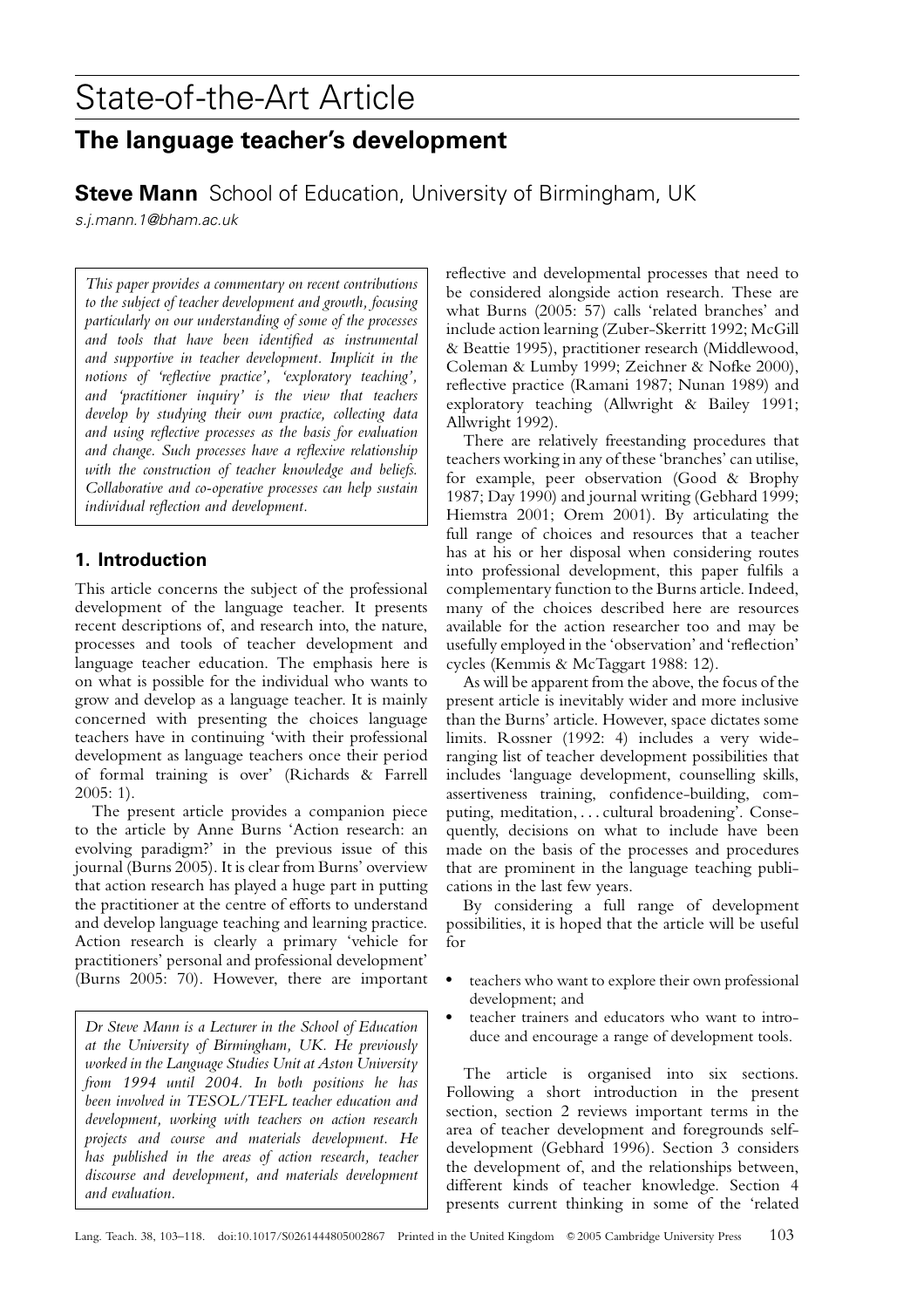# State-of-the-Art Article

## The language teacher's development

**Steve Mann** School of Education, University of Birmingham, UK

*s.j.mann.1@bham.ac.uk*

*This paper provides a commentary on recent contributions to the subject of teacher development and growth, focusing particularly on our understanding of some of the processes and tools that have been identified as instrumental and supportive in teacher development. Implicit in the notions of 'reflective practice', 'exploratory teaching', and 'practitioner inquiry' is the view that teachers develop by studying their own practice, collecting data and using reflective processes as the basis for evaluation and change. Such processes have a reflexive relationship with the construction of teacher knowledge and beliefs. Collaborative and co-operative processes can help sustain individual reflection and development.*

### 1. Introduction

This article concerns the subject of the professional development of the language teacher. It presents recent descriptions of, and research into, the nature, processes and tools of teacher development and language teacher education. The emphasis here is on what is possible for the individual who wants to grow and develop as a language teacher. It is mainly concerned with presenting the choices language teachers have in continuing 'with their professional development as language teachers once their period of formal training is over' (Richards & Farrell 2005: 1).

The present article provides a companion piece to the article by Anne Burns 'Action research: an evolving paradigm?' in the previous issue of this journal (Burns 2005). It is clear from Burns' overview that action research has played a huge part in putting the practitioner at the centre of efforts to understand and develop language teaching and learning practice. Action research is clearly a primary 'vehicle for practitioners' personal and professional development' (Burns 2005: 70). However, there are important reflective and developmental processes that need to be considered alongside action research. These are what Burns (2005: 57) calls 'related branches' and include action learning (Zuber-Skerritt 1992; McGill & Beattie 1995), practitioner research (Middlewood, Coleman & Lumby 1999; Zeichner & Nofke 2000), reflective practice (Ramani 1987; Nunan 1989) and exploratory teaching (Allwright & Bailey 1991; Allwright 1992).

There are relatively freestanding procedures that teachers working in any of these 'branches' can utilise, for example, peer observation (Good & Brophy 1987; Day 1990) and journal writing (Gebhard 1999; Hiemstra 2001; Orem 2001). By articulating the full range of choices and resources that a teacher has at his or her disposal when considering routes into professional development, this paper fulfils a complementary function to the Burns article. Indeed, many of the choices described here are resources available for the action researcher too and may be usefully employed in the 'observation' and 'reflection' cycles (Kemmis & McTaggart 1988: 12).

As will be apparent from the above, the focus of the present article is inevitably wider and more inclusive than the Burns' article. However, space dictates some limits. Rossner (1992: 4) includes a very wide-ranging list of teacher development possibilities that includes 'language development, counselling skills, assertiveness training, confidence-building, computing, meditation, . . . cultural broadening'. Consequently, decisions on what to include have been made on the basis of the processes and procedures that are prominent in the language teaching publications in the last few years.

By considering a full range of development possibilities, it is hoped that the article will be useful for

- teachers who want to explore their own professional development; and
- teacher trainers and educators who want to introduce and encourage a range of development tools.

The article is organised into six sections. Following a short introduction in the present section, section 2 reviews important terms in the area of teacher development and foregrounds self-development (Gebhard 1996). Section 3 considers the development of, and the relationships between, different kinds of teacher knowledge. Section 4 presents current thinking in some of the 'related

*Dr Steve Mann is a Lecturer in the School of Education at the University of Birmingham, UK. He previously worked in the Language Studies Unit at Aston University from 1994 until 2004. In both positions he has been involved in TESOL/TEFL teacher education and development, working with teachers on action research projects and course and materials development. He has published in the areas of action research, teacher discourse and development, and materials development and evaluation.*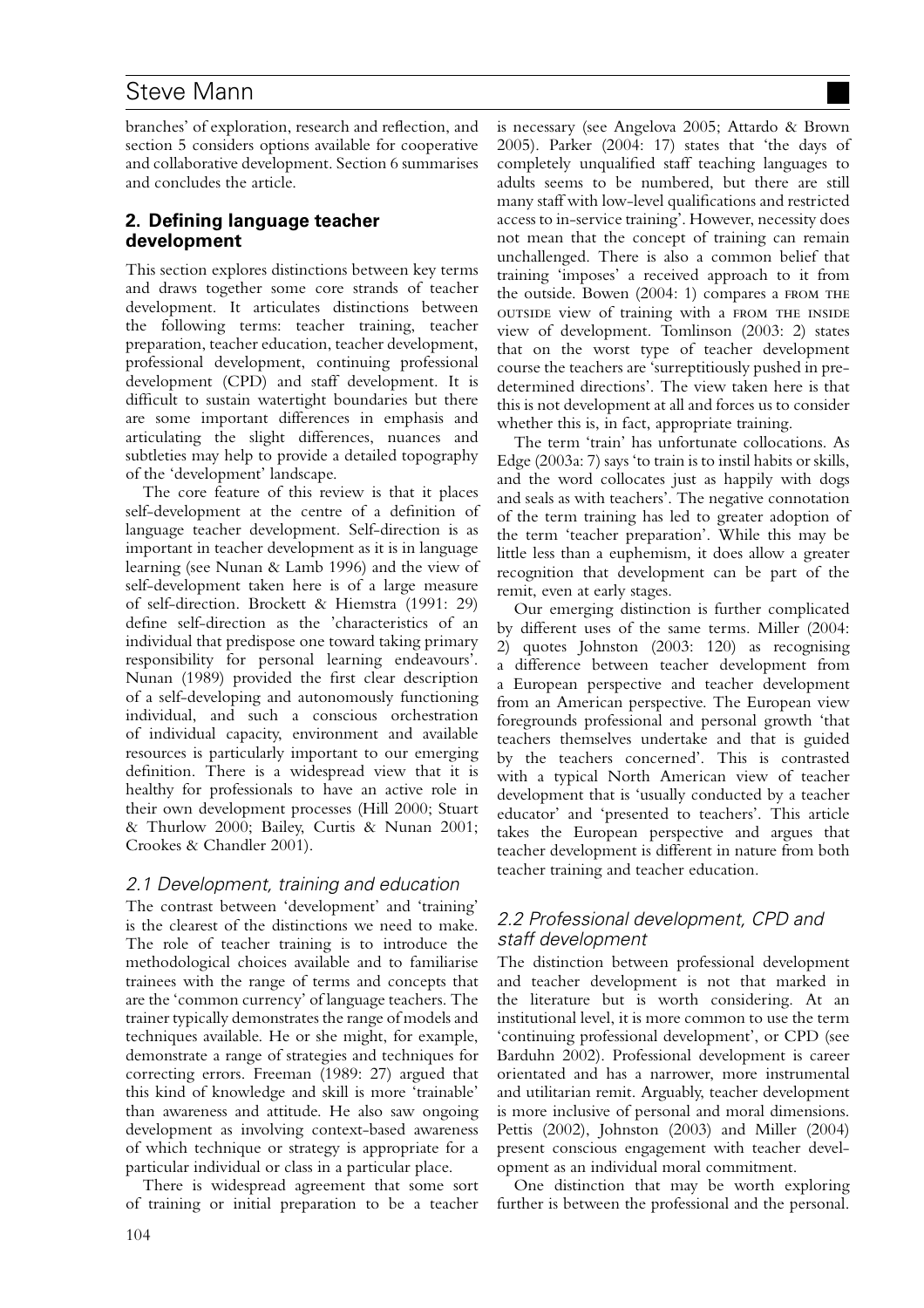branches' of exploration, research and reflection, and section 5 considers options available for cooperative and collaborative development. Section 6 summarises and concludes the article.

## 2. Defining language teacher development

This section explores distinctions between key terms and draws together some core strands of teacher development. It articulates distinctions between the following terms: teacher training, teacher preparation, teacher education, teacher development, professional development, continuing professional development (CPD) and staff development. It is difficult to sustain watertight boundaries but there are some important differences in emphasis and articulating the slight differences, nuances and subtleties may help to provide a detailed topography of the 'development' landscape.

The core feature of this review is that it places self-development at the centre of a definition of language teacher development. Self-direction is as important in teacher development as it is in language learning (see Nunan & Lamb 1996) and the view of self-development taken here is of a large measure of self-direction. Brockett & Hiemstra (1991: 29) define self-direction as the 'characteristics of an individual that predispose one toward taking primary responsibility for personal learning endeavours'. Nunan (1989) provided the first clear description of a self-developing and autonomously functioning individual, and such a conscious orchestration of individual capacity, environment and available resources is particularly important to our emerging definition. There is a widespread view that it is healthy for professionals to have an active role in their own development processes (Hill 2000; Stuart & Thurlow 2000; Bailey, Curtis & Nunan 2001; Crookes & Chandler 2001).

### *2.1 Development, training and education*

The contrast between 'development' and 'training' is the clearest of the distinctions we need to make. The role of teacher training is to introduce the methodological choices available and to familiarise trainees with the range of terms and concepts that are the 'common currency' of language teachers. The trainer typically demonstrates the range of models and techniques available. He or she might, for example, demonstrate a range of strategies and techniques for correcting errors. Freeman (1989: 27) argued that this kind of knowledge and skill is more 'trainable' than awareness and attitude. He also saw ongoing development as involving context-based awareness of which technique or strategy is appropriate for a particular individual or class in a particular place.

There is widespread agreement that some sort of training or initial preparation to be a teacher is necessary (see Angelova 2005; Attardo & Brown 2005). Parker (2004: 17) states that 'the days of completely unqualified staff teaching languages to adults seems to be numbered, but there are still many staff with low-level qualifications and restricted access to in-service training'. However, necessity does not mean that the concept of training can remain unchallenged. There is also a common belief that training 'imposes' a received approach to it from the outside. Bowen (2004: 1) compares a FROM THE OUTSIDE view of training with a FROM THE INSIDE view of development. Tomlinson (2003: 2) states that on the worst type of teacher development course the teachers are 'surreptitiously pushed in pre-determined directions'. The view taken here is that this is not development at all and forces us to consider whether this is, in fact, appropriate training.

The term 'train' has unfortunate collocations. As Edge (2003a: 7) says 'to train is to instil habits or skills, and the word collocates just as happily with dogs and seals as with teachers'. The negative connotation of the term teacher training has led to greater adoption of the term 'teacher preparation'. While this may be little less than a euphemism, it does allow a greater recognition that development can be part of the remit, even at early stages.

Our emerging distinction is further complicated by different uses of the same terms. Miller (2004: 2) quotes Johnston (2003: 120) as recognising a difference between teacher development from a European perspective and teacher development from an American perspective. The European view foregrounds professional and personal growth 'that teachers themselves undertake and that is guided by the teachers concerned'. This is contrasted with a typical North American view of teacher development that is 'usually conducted by a teacher educator' and 'presented to teachers'. This article takes the European perspective and argues that teacher development is different in nature from both teacher training and teacher education.

### *2.2 Professional development, CPD and staff development*

The distinction between professional development and teacher development is not that marked in the literature but is worth considering. At an institutional level, it is more common to use the term 'continuing professional development', or CPD (see Barduhn 2002). Professional development is career orientated and has a narrower, more instrumental and utilitarian remit. Arguably, teacher development is more inclusive of personal and moral dimensions. Pettis (2002), Johnston (2003) and Miller (2004) present conscious engagement with teacher development as an individual moral commitment.

One distinction that may be worth exploring further is between the professional and the personal.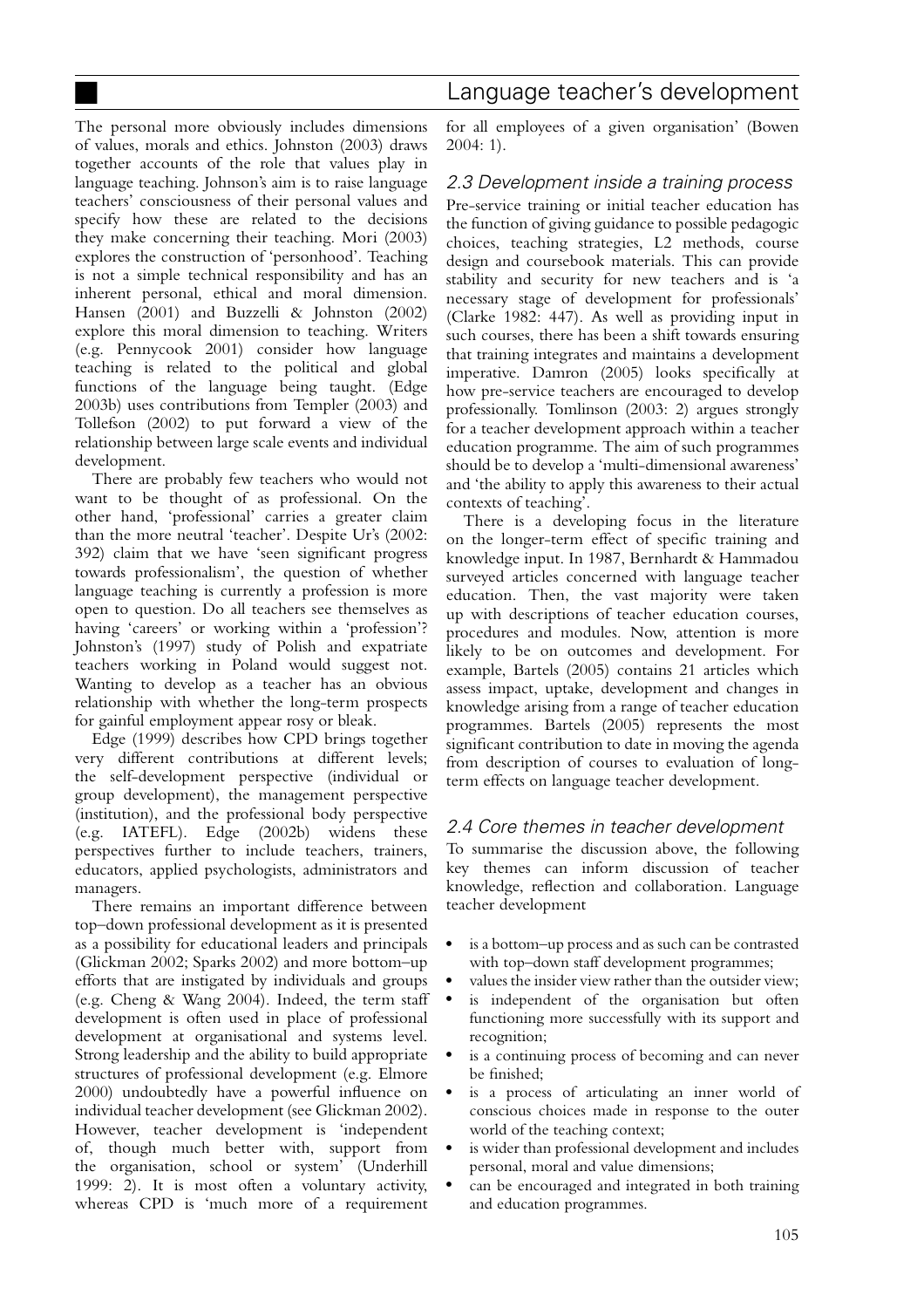The personal more obviously includes dimensions of values, morals and ethics. Johnston (2003) draws together accounts of the role that values play in language teaching. Johnson's aim is to raise language teachers' consciousness of their personal values and specify how these are related to the decisions they make concerning their teaching. Mori (2003) explores the construction of 'personhood'. Teaching is not a simple technical responsibility and has an inherent personal, ethical and moral dimension. Hansen (2001) and Buzzelli & Johnston (2002) explore this moral dimension to teaching. Writers (e.g. Pennycook 2001) consider how language teaching is related to the political and global functions of the language being taught. (Edge 2003b) uses contributions from Templer (2003) and Tollefson (2002) to put forward a view of the relationship between large scale events and individual development.

There are probably few teachers who would not want to be thought of as professional. On the other hand, 'professional' carries a greater claim than the more neutral 'teacher'. Despite Ur's (2002: 392) claim that we have 'seen significant progress towards professionalism', the question of whether language teaching is currently a profession is more open to question. Do all teachers see themselves as having 'careers' or working within a 'profession'? Johnston's (1997) study of Polish and expatriate teachers working in Poland would suggest not. Wanting to develop as a teacher has an obvious relationship with whether the long-term prospects for gainful employment appear rosy or bleak.

Edge (1999) describes how CPD brings together very different contributions at different levels; the self-development perspective (individual or group development), the management perspective (institution), and the professional body perspective (e.g. IATEFL). Edge (2002b) widens these perspectives further to include teachers, trainers, educators, applied psychologists, administrators and managers.

There remains an important difference between top–down professional development as it is presented as a possibility for educational leaders and principals (Glickman 2002; Sparks 2002) and more bottom–up efforts that are instigated by individuals and groups (e.g. Cheng & Wang 2004). Indeed, the term staff development is often used in place of professional development at organisational and systems level. Strong leadership and the ability to build appropriate structures of professional development (e.g. Elmore 2000) undoubtedly have a powerful influence on individual teacher development (see Glickman 2002). However, teacher development is 'independent of, though much better with, support from the organisation, school or system' (Underhill 1999: 2). It is most often a voluntary activity, whereas CPD is 'much more of a requirement for all employees of a given organisation' (Bowen 2004: 1).

### 2.3 Development inside a training process

Pre-service training or initial teacher education has the function of giving guidance to possible pedagogic choices, teaching strategies, L2 methods, course design and coursebook materials. This can provide stability and security for new teachers and is 'a necessary stage of development for professionals' (Clarke 1982: 447). As well as providing input in such courses, there has been a shift towards ensuring that training integrates and maintains a development imperative. Damron (2005) looks specifically at how pre-service teachers are encouraged to develop professionally. Tomlinson (2003: 2) argues strongly for a teacher development approach within a teacher education programme. The aim of such programmes should be to develop a 'multi-dimensional awareness' and 'the ability to apply this awareness to their actual contexts of teaching'.

There is a developing focus in the literature on the longer-term effect of specific training and knowledge input. In 1987, Bernhardt & Hammadou surveyed articles concerned with language teacher education. Then, the vast majority were taken up with descriptions of teacher education courses, procedures and modules. Now, attention is more likely to be on outcomes and development. For example, Bartels (2005) contains 21 articles which assess impact, uptake, development and changes in knowledge arising from a range of teacher education programmes. Bartels (2005) represents the most significant contribution to date in moving the agenda from description of courses to evaluation of long-term effects on language teacher development.

### 2.4 Core themes in teacher development

To summarise the discussion above, the following key themes can inform discussion of teacher knowledge, reflection and collaboration. Language teacher development

- is a bottom–up process and as such can be contrasted with top–down staff development programmes;
- values the insider view rather than the outsider view;
- is independent of the organisation but often functioning more successfully with its support and recognition;
- is a continuing process of becoming and can never be finished;
- is a process of articulating an inner world of conscious choices made in response to the outer world of the teaching context;
- is wider than professional development and includes personal, moral and value dimensions;
- can be encouraged and integrated in both training and education programmes.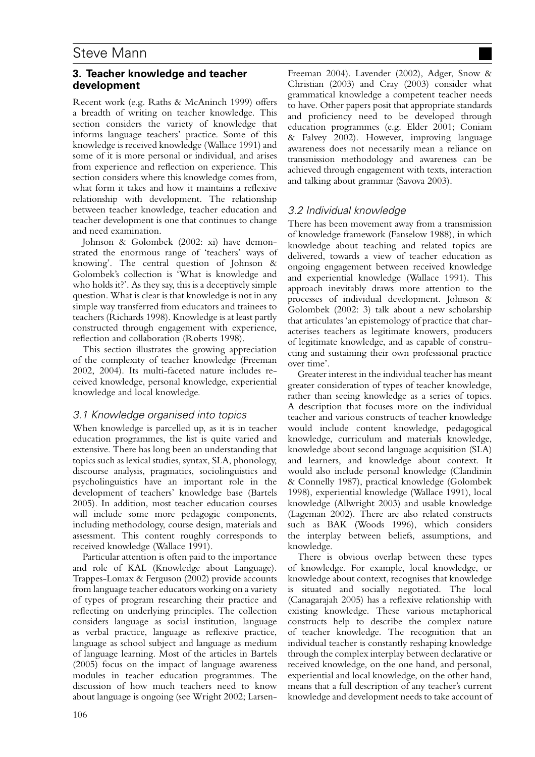## 3. Teacher knowledge and teacher development

Recent work (e.g. Raths & McAninch 1999) offers a breadth of writing on teacher knowledge. This section considers the variety of knowledge that informs language teachers' practice. Some of this knowledge is received knowledge (Wallace 1991) and some of it is more personal or individual, and arises from experience and reflection on experience. This section considers where this knowledge comes from, what form it takes and how it maintains a reflexive relationship with development. The relationship between teacher knowledge, teacher education and teacher development is one that continues to change and need examination.

Johnson & Golombek (2002: xi) have demonstrated the enormous range of 'teachers' ways of knowing'. The central question of Johnson & Golombek's collection is 'What is knowledge and who holds it?'. As they say, this is a deceptively simple question. What is clear is that knowledge is not in any simple way transferred from educators and trainees to teachers (Richards 1998). Knowledge is at least partly constructed through engagement with experience, reflection and collaboration (Roberts 1998).

This section illustrates the growing appreciation of the complexity of teacher knowledge (Freeman 2002, 2004). Its multi-faceted nature includes received knowledge, personal knowledge, experiential knowledge and local knowledge.

### *3.1 Knowledge organised into topics*

When knowledge is parcelled up, as it is in teacher education programmes, the list is quite varied and extensive. There has long been an understanding that topics such as lexical studies, syntax, SLA, phonology, discourse analysis, pragmatics, sociolinguistics and psycholinguistics have an important role in the development of teachers' knowledge base (Bartels 2005). In addition, most teacher education courses will include some more pedagogic components, including methodology, course design, materials and assessment. This content roughly corresponds to received knowledge (Wallace 1991).

Particular attention is often paid to the importance and role of KAL (Knowledge about Language). Trappes-Lomax & Ferguson (2002) provide accounts from language teacher educators working on a variety of types of program researching their practice and reflecting on underlying principles. The collection considers language as social institution, language as verbal practice, language as reflexive practice, language as school subject and language as medium of language learning. Most of the articles in Bartels (2005) focus on the impact of language awareness modules in teacher education programmes. The discussion of how much teachers need to know about language is ongoing (see Wright 2002; Larsen-Freeman 2004). Lavender (2002), Adger, Snow & Christian (2003) and Cray (2003) consider what grammatical knowledge a competent teacher needs to have. Other papers posit that appropriate standards and proficiency need to be developed through education programmes (e.g. Elder 2001; Coniam & Falvey 2002). However, improving language awareness does not necessarily mean a reliance on transmission methodology and awareness can be achieved through engagement with texts, interaction and talking about grammar (Savova 2003).

### *3.2 Individual knowledge*

There has been movement away from a transmission of knowledge framework (Fanselow 1988), in which knowledge about teaching and related topics are delivered, towards a view of teacher education as ongoing engagement between received knowledge and experiential knowledge (Wallace 1991). This approach inevitably draws more attention to the processes of individual development. Johnson & Golombek (2002: 3) talk about a new scholarship that articulates 'an epistemology of practice that characterises teachers as legitimate knowers, producers of legitimate knowledge, and as capable of constructing and sustaining their own professional practice over time'.

Greater interest in the individual teacher has meant greater consideration of types of teacher knowledge, rather than seeing knowledge as a series of topics. A description that focuses more on the individual teacher and various constructs of teacher knowledge would include content knowledge, pedagogical knowledge, curriculum and materials knowledge, knowledge about second language acquisition (SLA) and learners, and knowledge about context. It would also include personal knowledge (Clandinin & Connelly 1987), practical knowledge (Golombek 1998), experiential knowledge (Wallace 1991), local knowledge (Allwright 2003) and usable knowledge (Lageman 2002). There are also related constructs such as BAK (Woods 1996), which considers the interplay between beliefs, assumptions, and knowledge.

There is obvious overlap between these types of knowledge. For example, local knowledge, or knowledge about context, recognises that knowledge is situated and socially negotiated. The local (Canagarajah 2005) has a reflexive relationship with existing knowledge. These various metaphorical constructs help to describe the complex nature of teacher knowledge. The recognition that an individual teacher is constantly reshaping knowledge through the complex interplay between declarative or received knowledge, on the one hand, and personal, experiential and local knowledge, on the other hand, means that a full description of any teacher's current knowledge and development needs to take account of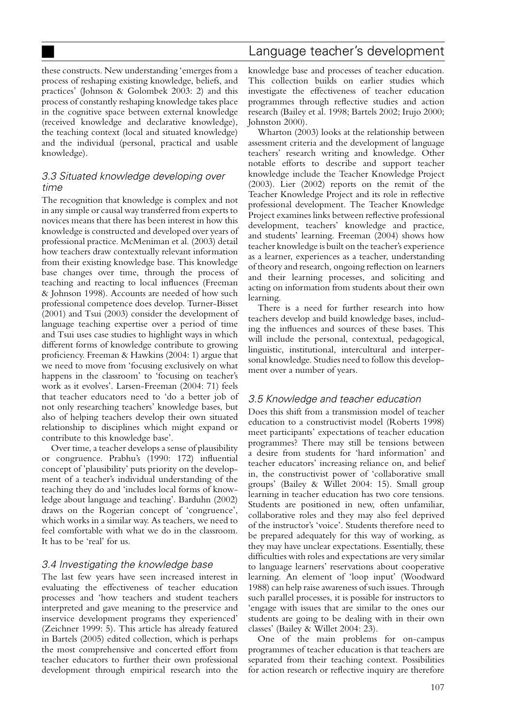these constructs. New understanding 'emerges from a process of reshaping existing knowledge, beliefs, and practices' (Johnson & Golombek 2003: 2) and this process of constantly reshaping knowledge takes place in the cognitive space between external knowledge (received knowledge and declarative knowledge), the teaching context (local and situated knowledge) and the individual (personal, practical and usable knowledge).

### *3.3 Situated knowledge developing over time*

The recognition that knowledge is complex and not in any simple or causal way transferred from experts to novices means that there has been interest in how this knowledge is constructed and developed over years of professional practice. McMeniman et al. (2003) detail how teachers draw contextually relevant information from their existing knowledge base. This knowledge base changes over time, through the process of teaching and reacting to local influences (Freeman & Johnson 1998). Accounts are needed of how such professional competence does develop. Turner-Bisset (2001) and Tsui (2003) consider the development of language teaching expertise over a period of time and Tsui uses case studies to highlight ways in which different forms of knowledge contribute to growing proficiency. Freeman & Hawkins (2004: 1) argue that we need to move from 'focusing exclusively on what happens in the classroom' to 'focusing on teacher's work as it evolves'. Larsen-Freeman (2004: 71) feels that teacher educators need to 'do a better job of not only researching teachers' knowledge bases, but also of helping teachers develop their own situated relationship to disciplines which might expand or contribute to this knowledge base'.

Over time, a teacher develops a sense of plausibility or congruence. Prabhu's (1990: 172) influential concept of 'plausibility' puts priority on the development of a teacher's individual understanding of the teaching they do and 'includes local forms of knowledge about language and teaching'. Barduhn (2002) draws on the Rogerian concept of 'congruence', which works in a similar way. As teachers, we need to feel comfortable with what we do in the classroom. It has to be 'real' for us.

### *3.4 Investigating the knowledge base*

The last few years have seen increased interest in evaluating the effectiveness of teacher education processes and 'how teachers and student teachers interpreted and gave meaning to the preservice and inservice development programs they experienced' (Zeichner 1999: 5). This article has already featured in Bartels (2005) edited collection, which is perhaps the most comprehensive and concerted effort from teacher educators to further their own professional development through empirical research into the knowledge base and processes of teacher education. This collection builds on earlier studies which investigate the effectiveness of teacher education programmes through reflective studies and action research (Bailey et al. 1998; Bartels 2002; Irujo 2000; Johnston 2000).

Wharton (2003) looks at the relationship between assessment criteria and the development of language teachers' research writing and knowledge. Other notable efforts to describe and support teacher knowledge include the Teacher Knowledge Project (2003). Lier (2002) reports on the remit of the Teacher Knowledge Project and its role in reflective professional development. The Teacher Knowledge Project examines links between reflective professional development, teachers' knowledge and practice, and students' learning. Freeman (2004) shows how teacher knowledge is built on the teacher's experience as a learner, experiences as a teacher, understanding of theory and research, ongoing reflection on learners and their learning processes, and soliciting and acting on information from students about their own learning.

There is a need for further research into how teachers develop and build knowledge bases, including the influences and sources of these bases. This will include the personal, contextual, pedagogical, linguistic, institutional, intercultural and interpersonal knowledge. Studies need to follow this development over a number of years.

### *3.5 Knowledge and teacher education*

Does this shift from a transmission model of teacher education to a constructivist model (Roberts 1998) meet participants' expectations of teacher education programmes? There may still be tensions between a desire from students for 'hard information' and teacher educators' increasing reliance on, and belief in, the constructivist power of 'collaborative small groups' (Bailey & Willet 2004: 15). Small group learning in teacher education has two core tensions. Students are positioned in new, often unfamiliar, collaborative roles and they may also feel deprived of the instructor's 'voice'. Students therefore need to be prepared adequately for this way of working, as they may have unclear expectations. Essentially, these difficulties with roles and expectations are very similar to language learners' reservations about cooperative learning. An element of 'loop input' (Woodward 1988) can help raise awareness of such issues. Through such parallel processes, it is possible for instructors to 'engage with issues that are similar to the ones our students are going to be dealing with in their own classes' (Bailey & Willet 2004: 23).

One of the main problems for on-campus programmes of teacher education is that teachers are separated from their teaching context. Possibilities for action research or reflective inquiry are therefore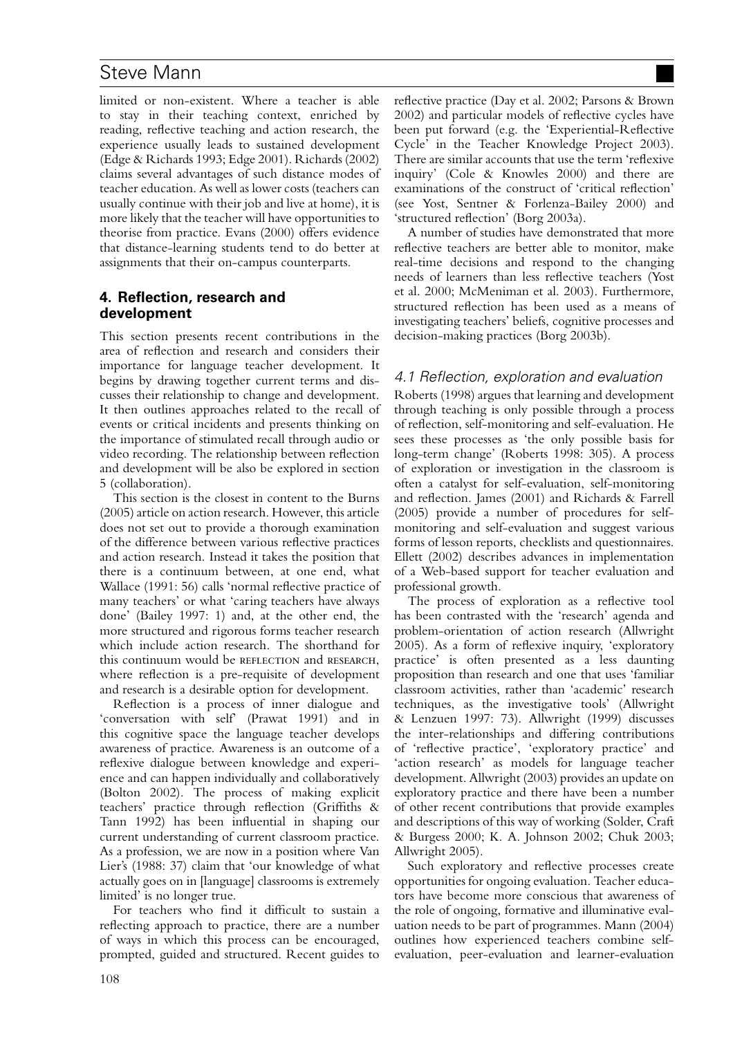limited or non-existent. Where a teacher is able to stay in their teaching context, enriched by reading, reflective teaching and action research, the experience usually leads to sustained development (Edge & Richards 1993; Edge 2001). Richards (2002) claims several advantages of such distance modes of teacher education. As well as lower costs (teachers can usually continue with their job and live at home), it is more likely that the teacher will have opportunities to theorise from practice. Evans (2000) offers evidence that distance-learning students tend to do better at assignments that their on-campus counterparts.

## 4. Reflection, research and development

This section presents recent contributions in the area of reflection and research and considers their importance for language teacher development. It begins by drawing together current terms and discusses their relationship to change and development. It then outlines approaches related to the recall of events or critical incidents and presents thinking on the importance of stimulated recall through audio or video recording. The relationship between reflection and development will be also be explored in section 5 (collaboration).

This section is the closest in content to the Burns (2005) article on action research. However, this article does not set out to provide a thorough examination of the difference between various reflective practices and action research. Instead it takes the position that there is a continuum between, at one end, what Wallace (1991: 56) calls 'normal reflective practice of many teachers' or what 'caring teachers have always done' (Bailey 1997: 1) and, at the other end, the more structured and rigorous forms teacher research which include action research. The shorthand for this continuum would be REFLECTION and RESEARCH, where reflection is a pre-requisite of development and research is a desirable option for development.

Reflection is a process of inner dialogue and 'conversation with self' (Prawat 1991) and in this cognitive space the language teacher develops awareness of practice. Awareness is an outcome of a reflexive dialogue between knowledge and experience and can happen individually and collaboratively (Bolton 2002). The process of making explicit teachers' practice through reflection (Griffiths & Tann 1992) has been influential in shaping our current understanding of current classroom practice. As a profession, we are now in a position where Van Lier's (1988: 37) claim that 'our knowledge of what actually goes on in [language] classrooms is extremely limited' is no longer true.

For teachers who find it difficult to sustain a reflecting approach to practice, there are a number of ways in which this process can be encouraged, prompted, guided and structured. Recent guides to reflective practice (Day et al. 2002; Parsons & Brown 2002) and particular models of reflective cycles have been put forward (e.g. the 'Experiential-Reflective Cycle' in the Teacher Knowledge Project 2003). There are similar accounts that use the term 'reflexive inquiry' (Cole & Knowles 2000) and there are examinations of the construct of 'critical reflection' (see Yost, Sentner & Forlenza-Bailey 2000) and 'structured reflection' (Borg 2003a).

A number of studies have demonstrated that more reflective teachers are better able to monitor, make real-time decisions and respond to the changing needs of learners than less reflective teachers (Yost et al. 2000; McMeniman et al. 2003). Furthermore, structured reflection has been used as a means of investigating teachers' beliefs, cognitive processes and decision-making practices (Borg 2003b).

### 4.1 Reflection, exploration and evaluation

Roberts (1998) argues that learning and development through teaching is only possible through a process of reflection, self-monitoring and self-evaluation. He sees these processes as 'the only possible basis for long-term change' (Roberts 1998: 305). A process of exploration or investigation in the classroom is often a catalyst for self-evaluation, self-monitoring and reflection. James (2001) and Richards & Farrell (2005) provide a number of procedures for self-monitoring and self-evaluation and suggest various forms of lesson reports, checklists and questionnaires. Ellett (2002) describes advances in implementation of a Web-based support for teacher evaluation and professional growth.

The process of exploration as a reflective tool has been contrasted with the 'research' agenda and problem-orientation of action research (Allwright 2005). As a form of reflexive inquiry, 'exploratory practice' is often presented as a less daunting proposition than research and one that uses 'familiar classroom activities, rather than 'academic' research techniques, as the investigative tools' (Allwright & Lenzuen 1997: 73). Allwright (1999) discusses the inter-relationships and differing contributions of 'reflective practice', 'exploratory practice' and 'action research' as models for language teacher development. Allwright (2003) provides an update on exploratory practice and there have been a number of other recent contributions that provide examples and descriptions of this way of working (Solder, Craft & Burgess 2000; K. A. Johnson 2002; Chuk 2003; Allwright 2005).

Such exploratory and reflective processes create opportunities for ongoing evaluation. Teacher educators have become more conscious that awareness of the role of ongoing, formative and illuminative evaluation needs to be part of programmes. Mann (2004) outlines how experienced teachers combine self-evaluation, peer-evaluation and learner-evaluation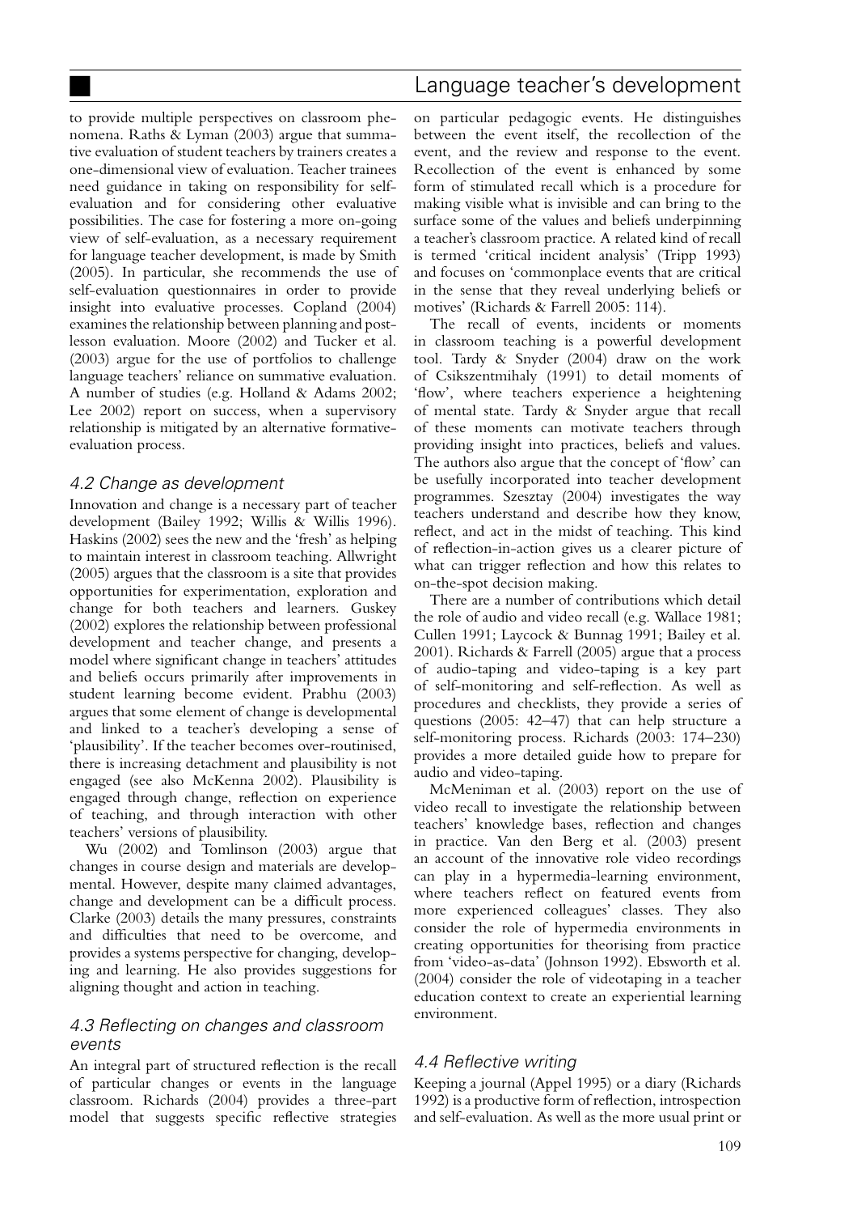to provide multiple perspectives on classroom phenomena. Raths & Lyman (2003) argue that summative evaluation of student teachers by trainers creates a one-dimensional view of evaluation. Teacher trainees need guidance in taking on responsibility for self-evaluation and for considering other evaluative possibilities. The case for fostering a more on-going view of self-evaluation, as a necessary requirement for language teacher development, is made by Smith (2005). In particular, she recommends the use of self-evaluation questionnaires in order to provide insight into evaluative processes. Copland (2004) examines the relationship between planning and post-lesson evaluation. Moore (2002) and Tucker et al. (2003) argue for the use of portfolios to challenge language teachers' reliance on summative evaluation. A number of studies (e.g. Holland & Adams 2002; Lee 2002) report on success, when a supervisory relationship is mitigated by an alternative formative-evaluation process.

### *4.2 Change as development*

Innovation and change is a necessary part of teacher development (Bailey 1992; Willis & Willis 1996). Haskins (2002) sees the new and the 'fresh' as helping to maintain interest in classroom teaching. Allwright (2005) argues that the classroom is a site that provides opportunities for experimentation, exploration and change for both teachers and learners. Guskey (2002) explores the relationship between professional development and teacher change, and presents a model where significant change in teachers' attitudes and beliefs occurs primarily after improvements in student learning become evident. Prabhu (2003) argues that some element of change is developmental and linked to a teacher's developing a sense of 'plausibility'. If the teacher becomes over-routinised, there is increasing detachment and plausibility is not engaged (see also McKenna 2002). Plausibility is engaged through change, reflection on experience of teaching, and through interaction with other teachers' versions of plausibility.

Wu (2002) and Tomlinson (2003) argue that changes in course design and materials are developmental. However, despite many claimed advantages, change and development can be a difficult process. Clarke (2003) details the many pressures, constraints and difficulties that need to be overcome, and provides a systems perspective for changing, developing and learning. He also provides suggestions for aligning thought and action in teaching.

### *4.3 Reflecting on changes and classroom events*

An integral part of structured reflection is the recall of particular changes or events in the language classroom. Richards (2004) provides a three-part model that suggests specific reflective strategies on particular pedagogic events. He distinguishes between the event itself, the recollection of the event, and the review and response to the event. Recollection of the event is enhanced by some form of stimulated recall which is a procedure for making visible what is invisible and can bring to the surface some of the values and beliefs underpinning a teacher's classroom practice. A related kind of recall is termed 'critical incident analysis' (Tripp 1993) and focuses on 'commonplace events that are critical in the sense that they reveal underlying beliefs or motives' (Richards & Farrell 2005: 114).

The recall of events, incidents or moments in classroom teaching is a powerful development tool. Tardy & Snyder (2004) draw on the work of Csikszentmihaly (1991) to detail moments of 'flow', where teachers experience a heightening of mental state. Tardy & Snyder argue that recall of these moments can motivate teachers through providing insight into practices, beliefs and values. The authors also argue that the concept of 'flow' can be usefully incorporated into teacher development programmes. Szesztay (2004) investigates the way teachers understand and describe how they know, reflect, and act in the midst of teaching. This kind of reflection-in-action gives us a clearer picture of what can trigger reflection and how this relates to on-the-spot decision making.

There are a number of contributions which detail the role of audio and video recall (e.g. Wallace 1981; Cullen 1991; Laycock & Bunnag 1991; Bailey et al. 2001). Richards & Farrell (2005) argue that a process of audio-taping and video-taping is a key part of self-monitoring and self-reflection. As well as procedures and checklists, they provide a series of questions (2005: 42–47) that can help structure a self-monitoring process. Richards (2003: 174–230) provides a more detailed guide how to prepare for audio and video-taping.

McMeniman et al. (2003) report on the use of video recall to investigate the relationship between teachers' knowledge bases, reflection and changes in practice. Van den Berg et al. (2003) present an account of the innovative role video recordings can play in a hypermedia-learning environment, where teachers reflect on featured events from more experienced colleagues' classes. They also consider the role of hypermedia environments in creating opportunities for theorising from practice from 'video-as-data' (Johnson 1992). Ebsworth et al. (2004) consider the role of videotaping in a teacher education context to create an experiential learning environment.

### *4.4 Reflective writing*

Keeping a journal (Appel 1995) or a diary (Richards 1992) is a productive form of reflection, introspection and self-evaluation. As well as the more usual print or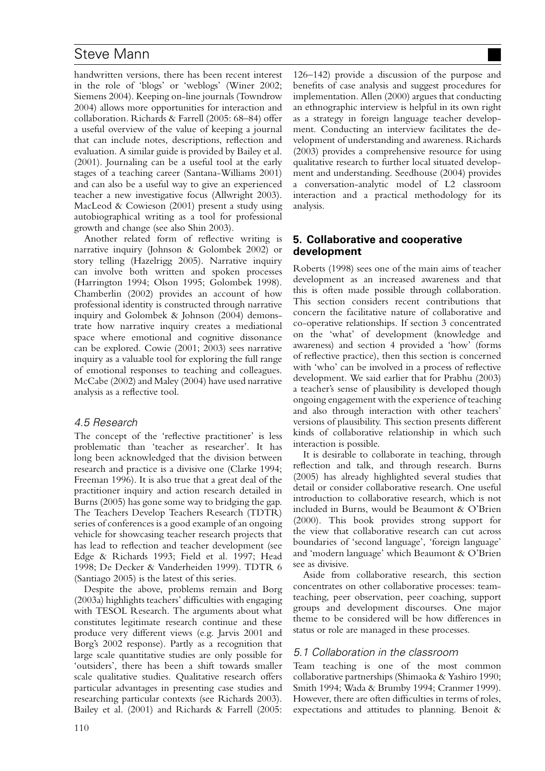handwritten versions, there has been recent interest in the role of 'blogs' or 'weblogs' (Winer 2002; Siemens 2004). Keeping on-line journals (Towndrow 2004) allows more opportunities for interaction and collaboration. Richards & Farrell (2005: 68–84) offer a useful overview of the value of keeping a journal that can include notes, descriptions, reflection and evaluation. A similar guide is provided by Bailey et al. (2001). Journaling can be a useful tool at the early stages of a teaching career (Santana-Williams 2001) and can also be a useful way to give an experienced teacher a new investigative focus (Allwright 2003). MacLeod & Cowieson (2001) present a study using autobiographical writing as a tool for professional growth and change (see also Shin 2003).

Another related form of reflective writing is narrative inquiry (Johnson & Golombek 2002) or story telling (Hazelrigg 2005). Narrative inquiry can involve both written and spoken processes (Harrington 1994; Olson 1995; Golombek 1998). Chamberlin (2002) provides an account of how professional identity is constructed through narrative inquiry and Golombek & Johnson (2004) demonstrate how narrative inquiry creates a mediational space where emotional and cognitive dissonance can be explored. Cowie (2001; 2003) sees narrative inquiry as a valuable tool for exploring the full range of emotional responses to teaching and colleagues. McCabe (2002) and Maley (2004) have used narrative analysis as a reflective tool.

### 4.5 Research

The concept of the 'reflective practitioner' is less problematic than 'teacher as researcher'. It has long been acknowledged that the division between research and practice is a divisive one (Clarke 1994; Freeman 1996). It is also true that a great deal of the practitioner inquiry and action research detailed in Burns (2005) has gone some way to bridging the gap. The Teachers Develop Teachers Research (TDTR) series of conferences is a good example of an ongoing vehicle for showcasing teacher research projects that has lead to reflection and teacher development (see Edge & Richards 1993; Field et al. 1997; Head 1998; De Decker & Vanderheiden 1999). TDTR 6 (Santiago 2005) is the latest of this series.

Despite the above, problems remain and Borg (2003a) highlights teachers' difficulties with engaging with TESOL Research. The arguments about what constitutes legitimate research continue and these produce very different views (e.g. Jarvis 2001 and Borg's 2002 response). Partly as a recognition that large scale quantitative studies are only possible for 'outsiders', there has been a shift towards smaller scale qualitative studies. Qualitative research offers particular advantages in presenting case studies and researching particular contexts (see Richards 2003). Bailey et al. (2001) and Richards & Farrell (2005: 126–142) provide a discussion of the purpose and benefits of case analysis and suggest procedures for implementation. Allen (2000) argues that conducting an ethnographic interview is helpful in its own right as a strategy in foreign language teacher development. Conducting an interview facilitates the development of understanding and awareness. Richards (2003) provides a comprehensive resource for using qualitative research to further local situated development and understanding. Seedhouse (2004) provides a conversation-analytic model of L2 classroom interaction and a practical methodology for its analysis.

## 5. Collaborative and cooperative development

Roberts (1998) sees one of the main aims of teacher development as an increased awareness and that this is often made possible through collaboration. This section considers recent contributions that concern the facilitative nature of collaborative and co-operative relationships. If section 3 concentrated on the 'what' of development (knowledge and awareness) and section 4 provided a 'how' (forms of reflective practice), then this section is concerned with 'who' can be involved in a process of reflective development. We said earlier that for Prabhu (2003) a teacher's sense of plausibility is developed though ongoing engagement with the experience of teaching and also through interaction with other teachers' versions of plausibility. This section presents different kinds of collaborative relationship in which such interaction is possible.

It is desirable to collaborate in teaching, through reflection and talk, and through research. Burns (2005) has already highlighted several studies that detail or consider collaborative research. One useful introduction to collaborative research, which is not included in Burns, would be Beaumont & O'Brien (2000). This book provides strong support for the view that collaborative research can cut across boundaries of 'second language', 'foreign language' and 'modern language' which Beaumont & O'Brien see as divisive.

Aside from collaborative research, this section concentrates on other collaborative processes: team-teaching, peer observation, peer coaching, support groups and development discourses. One major theme to be considered will be how differences in status or role are managed in these processes.

### 5.1 Collaboration in the classroom

Team teaching is one of the most common collaborative partnerships (Shimaoka & Yashiro 1990; Smith 1994; Wada & Brumby 1994; Cranmer 1999). However, there are often difficulties in terms of roles, expectations and attitudes to planning. Benoit &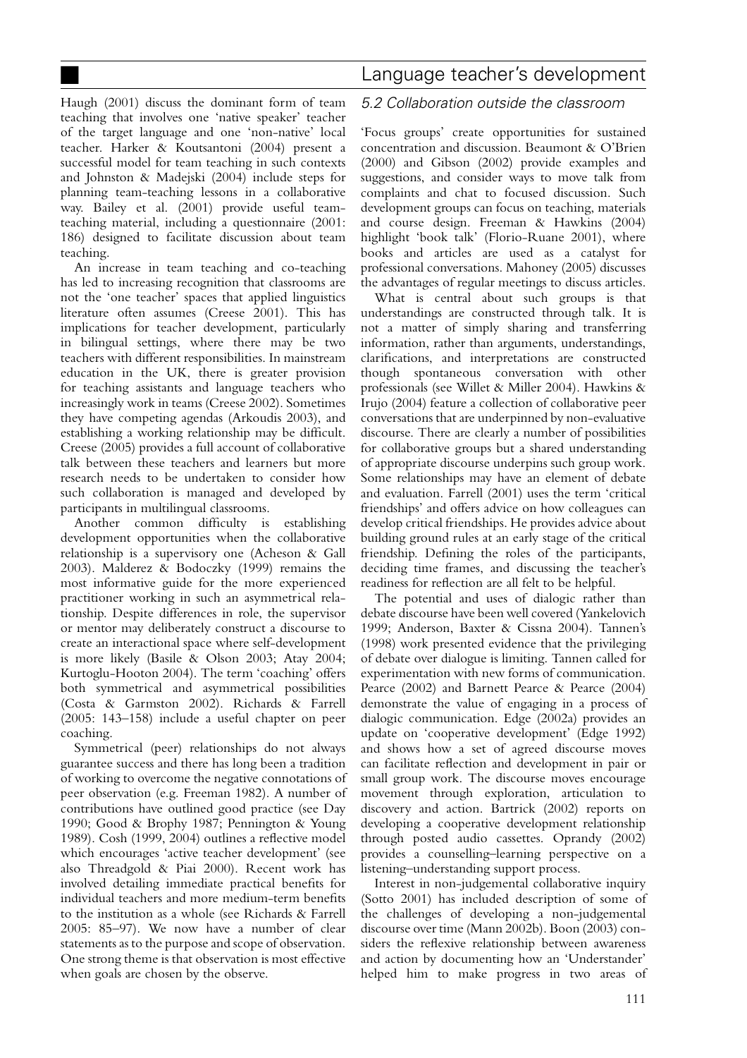Haugh (2001) discuss the dominant form of team teaching that involves one 'native speaker' teacher of the target language and one 'non-native' local teacher. Harker & Koutsantoni (2004) present a successful model for team teaching in such contexts and Johnston & Madejski (2004) include steps for planning team-teaching lessons in a collaborative way. Bailey et al. (2001) provide useful team-teaching material, including a questionnaire (2001: 186) designed to facilitate discussion about team teaching.

An increase in team teaching and co-teaching has led to increasing recognition that classrooms are not the 'one teacher' spaces that applied linguistics literature often assumes (Creese 2001). This has implications for teacher development, particularly in bilingual settings, where there may be two teachers with different responsibilities. In mainstream education in the UK, there is greater provision for teaching assistants and language teachers who increasingly work in teams (Creese 2002). Sometimes they have competing agendas (Arkoudis 2003), and establishing a working relationship may be difficult. Creese (2005) provides a full account of collaborative talk between these teachers and learners but more research needs to be undertaken to consider how such collaboration is managed and developed by participants in multilingual classrooms.

Another common difficulty is establishing development opportunities when the collaborative relationship is a supervisory one (Acheson & Gall 2003). Malderez & Bodoczky (1999) remains the most informative guide for the more experienced practitioner working in such an asymmetrical relationship. Despite differences in role, the supervisor or mentor may deliberately construct a discourse to create an interactional space where self-development is more likely (Basile & Olson 2003; Atay 2004; Kurtoglu-Hooton 2004). The term 'coaching' offers both symmetrical and asymmetrical possibilities (Costa & Garmston 2002). Richards & Farrell (2005: 143–158) include a useful chapter on peer coaching.

Symmetrical (peer) relationships do not always guarantee success and there has long been a tradition of working to overcome the negative connotations of peer observation (e.g. Freeman 1982). A number of contributions have outlined good practice (see Day 1990; Good & Brophy 1987; Pennington & Young 1989). Cosh (1999, 2004) outlines a reflective model which encourages 'active teacher development' (see also Threadgold & Piai 2000). Recent work has involved detailing immediate practical benefits for individual teachers and more medium-term benefits to the institution as a whole (see Richards & Farrell 2005: 85–97). We now have a number of clear statements as to the purpose and scope of observation. One strong theme is that observation is most effective when goals are chosen by the observe.

### *5.2 Collaboration outside the classroom*

'Focus groups' create opportunities for sustained concentration and discussion. Beaumont & O'Brien (2000) and Gibson (2002) provide examples and suggestions, and consider ways to move talk from complaints and chat to focused discussion. Such development groups can focus on teaching, materials and course design. Freeman & Hawkins (2004) highlight 'book talk' (Florio-Ruane 2001), where books and articles are used as a catalyst for professional conversations. Mahoney (2005) discusses the advantages of regular meetings to discuss articles.

What is central about such groups is that understandings are constructed through talk. It is not a matter of simply sharing and transferring information, rather than arguments, understandings, clarifications, and interpretations are constructed though spontaneous conversation with other professionals (see Willet & Miller 2004). Hawkins & Irujo (2004) feature a collection of collaborative peer conversations that are underpinned by non-evaluative discourse. There are clearly a number of possibilities for collaborative groups but a shared understanding of appropriate discourse underpins such group work. Some relationships may have an element of debate and evaluation. Farrell (2001) uses the term 'critical friendships' and offers advice on how colleagues can develop critical friendships. He provides advice about building ground rules at an early stage of the critical friendship. Defining the roles of the participants, deciding time frames, and discussing the teacher's readiness for reflection are all felt to be helpful.

The potential and uses of dialogic rather than debate discourse have been well covered (Yankelovich 1999; Anderson, Baxter & Cissna 2004). Tannen's (1998) work presented evidence that the privileging of debate over dialogue is limiting. Tannen called for experimentation with new forms of communication. Pearce (2002) and Barnett Pearce & Pearce (2004) demonstrate the value of engaging in a process of dialogic communication. Edge (2002a) provides an update on 'cooperative development' (Edge 1992) and shows how a set of agreed discourse moves can facilitate reflection and development in pair or small group work. The discourse moves encourage movement through exploration, articulation to discovery and action. Bartrick (2002) reports on developing a cooperative development relationship through posted audio cassettes. Oprandy (2002) provides a counselling–learning perspective on a listening–understanding support process.

Interest in non-judgemental collaborative inquiry (Sotto 2001) has included description of some of the challenges of developing a non-judgemental discourse over time (Mann 2002b). Boon (2003) considers the reflexive relationship between awareness and action by documenting how an 'Understander' helped him to make progress in two areas of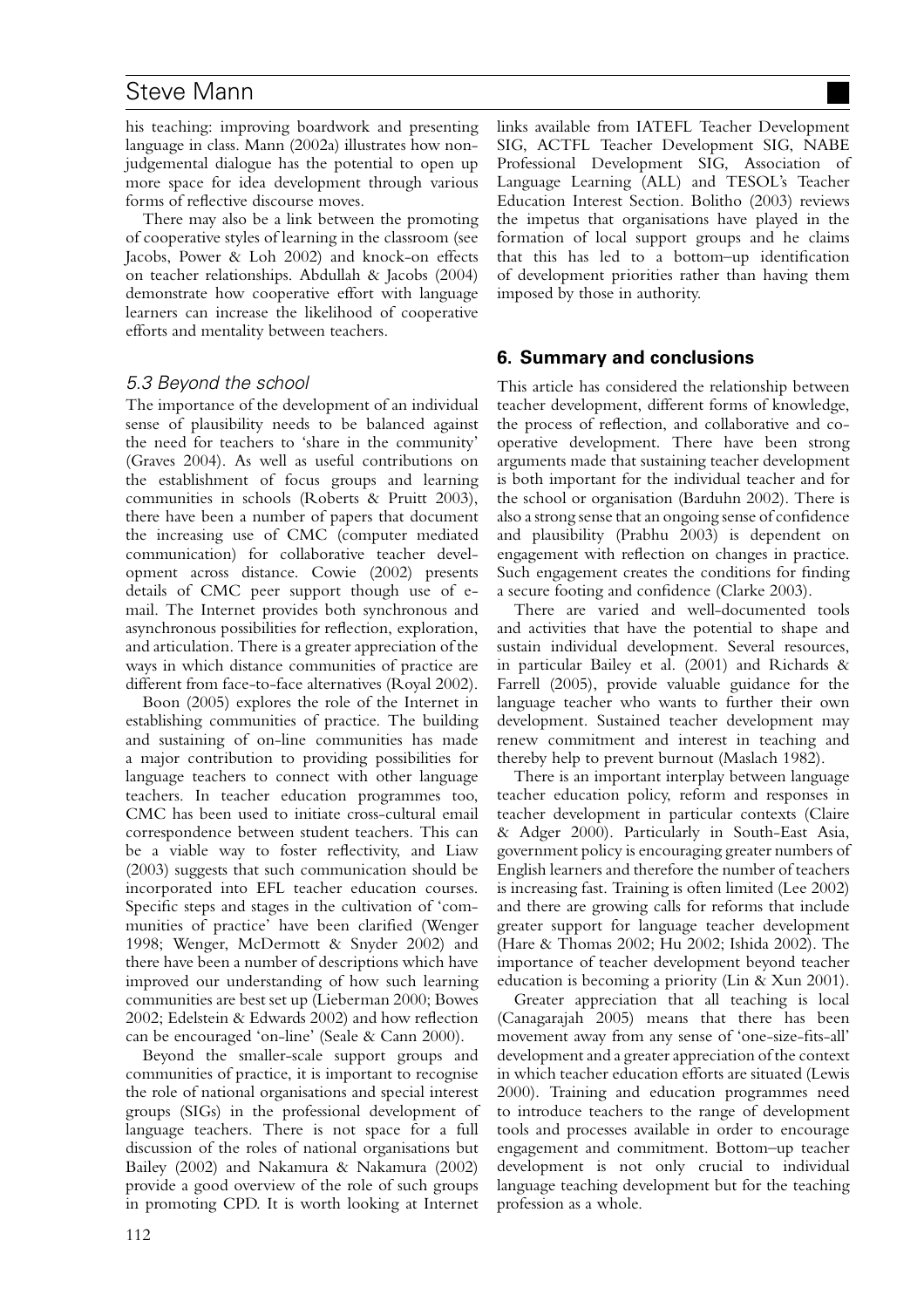his teaching: improving boardwork and presenting language in class. Mann (2002a) illustrates how non-judgemental dialogue has the potential to open up more space for idea development through various forms of reflective discourse moves.

There may also be a link between the promoting of cooperative styles of learning in the classroom (see Jacobs, Power & Loh 2002) and knock-on effects on teacher relationships. Abdullah & Jacobs (2004) demonstrate how cooperative effort with language learners can increase the likelihood of cooperative efforts and mentality between teachers.

### *5.3 Beyond the school*

The importance of the development of an individual sense of plausibility needs to be balanced against the need for teachers to 'share in the community' (Graves 2004). As well as useful contributions on the establishment of focus groups and learning communities in schools (Roberts & Pruitt 2003), there have been a number of papers that document the increasing use of CMC (computer mediated communication) for collaborative teacher development across distance. Cowie (2002) presents details of CMC peer support though use of e-mail. The Internet provides both synchronous and asynchronous possibilities for reflection, exploration, and articulation. There is a greater appreciation of the ways in which distance communities of practice are different from face-to-face alternatives (Royal 2002).

Boon (2005) explores the role of the Internet in establishing communities of practice. The building and sustaining of on-line communities has made a major contribution to providing possibilities for language teachers to connect with other language teachers. In teacher education programmes too, CMC has been used to initiate cross-cultural email correspondence between student teachers. This can be a viable way to foster reflectivity, and Liaw (2003) suggests that such communication should be incorporated into EFL teacher education courses. Specific steps and stages in the cultivation of 'communities of practice' have been clarified (Wenger 1998; Wenger, McDermott & Snyder 2002) and there have been a number of descriptions which have improved our understanding of how such learning communities are best set up (Lieberman 2000; Bowes 2002; Edelstein & Edwards 2002) and how reflection can be encouraged 'on-line' (Seale & Cann 2000).

Beyond the smaller-scale support groups and communities of practice, it is important to recognise the role of national organisations and special interest groups (SIGs) in the professional development of language teachers. There is not space for a full discussion of the roles of national organisations but Bailey (2002) and Nakamura & Nakamura (2002) provide a good overview of the role of such groups in promoting CPD. It is worth looking at Internet links available from IATEFL Teacher Development SIG, ACTFL Teacher Development SIG, NABE Professional Development SIG, Association of Language Learning (ALL) and TESOL's Teacher Education Interest Section. Bolitho (2003) reviews the impetus that organisations have played in the formation of local support groups and he claims that this has led to a bottom–up identification of development priorities rather than having them imposed by those in authority.

## 6. Summary and conclusions

This article has considered the relationship between teacher development, different forms of knowledge, the process of reflection, and collaborative and co-operative development. There have been strong arguments made that sustaining teacher development is both important for the individual teacher and for the school or organisation (Barduhn 2002). There is also a strong sense that an ongoing sense of confidence and plausibility (Prabhu 2003) is dependent on engagement with reflection on changes in practice. Such engagement creates the conditions for finding a secure footing and confidence (Clarke 2003).

There are varied and well-documented tools and activities that have the potential to shape and sustain individual development. Several resources, in particular Bailey et al. (2001) and Richards & Farrell (2005), provide valuable guidance for the language teacher who wants to further their own development. Sustained teacher development may renew commitment and interest in teaching and thereby help to prevent burnout (Maslach 1982).

There is an important interplay between language teacher education policy, reform and responses in teacher development in particular contexts (Claire & Adger 2000). Particularly in South-East Asia, government policy is encouraging greater numbers of English learners and therefore the number of teachers is increasing fast. Training is often limited (Lee 2002) and there are growing calls for reforms that include greater support for language teacher development (Hare & Thomas 2002; Hu 2002; Ishida 2002). The importance of teacher development beyond teacher education is becoming a priority (Lin & Xun 2001).

Greater appreciation that all teaching is local (Canagarajah 2005) means that there has been movement away from any sense of 'one-size-fits-all' development and a greater appreciation of the context in which teacher education efforts are situated (Lewis 2000). Training and education programmes need to introduce teachers to the range of development tools and processes available in order to encourage engagement and commitment. Bottom–up teacher development is not only crucial to individual language teaching development but for the teaching profession as a whole.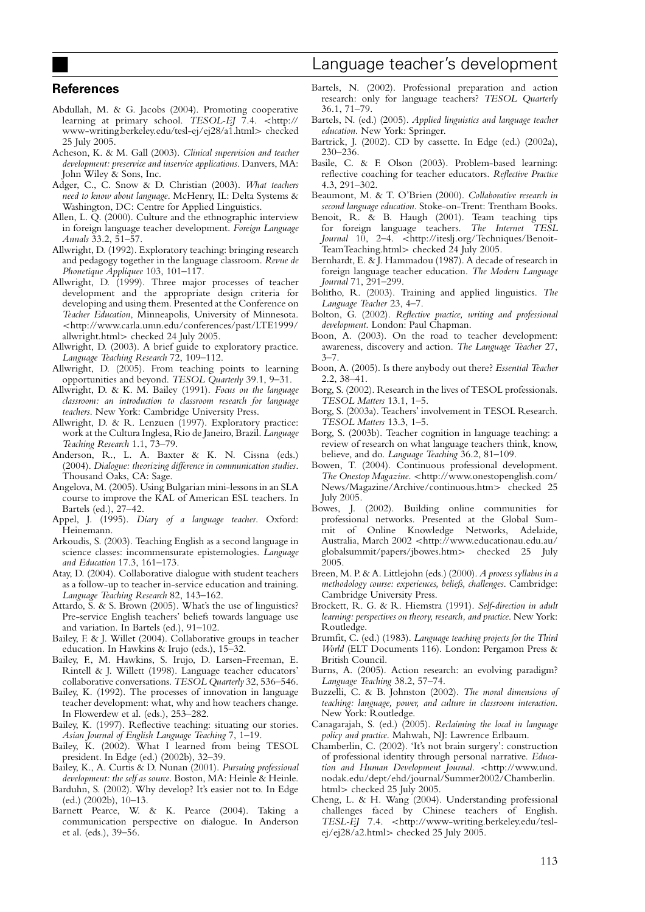## References

Abdullah, M. & G. Jacobs (2004). Promoting cooperative learning at primary school. *TESOL-EJ* 7.4. <http://www-writing.berkeley.edu/tesl-ej/ej28/a1.html> checked 25 July 2005.

Acheson, K. & M. Gall (2003). *Clinical supervision and teacher development: preservice and inservice applications*. Danvers, MA: John Wiley & Sons, Inc.

Adger, C., C. Snow & D. Christian (2003). *What teachers need to know about language*. McHenry, IL: Delta Systems & Washington, DC: Centre for Applied Linguistics.

Allen, L. Q. (2000). Culture and the ethnographic interview in foreign language teacher development. *Foreign Language Annals* 33.2, 51–57.

Allwright, D. (1992). Exploratory teaching: bringing research and pedagogy together in the language classroom. *Revue de Phonetique Appliquee* 103, 101–117.

Allwright, D. (1999). Three major processes of teacher development and the appropriate design criteria for developing and using them. Presented at the Conference on *Teacher Education*, Minneapolis, University of Minnesota. <http://www.carla.umn.edu/conferences/past/LTE1999/allwright.html> checked 24 July 2005.

Allwright, D. (2003). A brief guide to exploratory practice. *Language Teaching Research* 72, 109–112.

Allwright, D. (2005). From teaching points to learning opportunities and beyond. *TESOL Quarterly* 39.1, 9–31.

Allwright, D. & K. M. Bailey (1991). *Focus on the language classroom: an introduction to classroom research for language teachers*. New York: Cambridge University Press.

Allwright, D. & R. Lenzuen (1997). Exploratory practice: work at the Cultura Inglesa, Rio de Janeiro, Brazil. *Language Teaching Research* 1.1, 73–79.

Anderson, R., L. A. Baxter & K. N. Cissna (eds.) (2004). *Dialogue: theorizing difference in communication studies*. Thousand Oaks, CA: Sage.

Angelova, M. (2005). Using Bulgarian mini-lessons in an SLA course to improve the KAL of American ESL teachers. In Bartels (ed.), 27–42.

Appel, J. (1995). *Diary of a language teacher*. Oxford: Heinemann.

Arkoudis, S. (2003). Teaching English as a second language in science classes: incommensurate epistemologies. *Language and Education* 17.3, 161–173.

Atay, D. (2004). Collaborative dialogue with student teachers as a follow-up to teacher in-service education and training. *Language Teaching Research* 82, 143–162.

Attardo, S. & S. Brown (2005). What's the use of linguistics? Pre-service English teachers' beliefs towards language use and variation. In Bartels (ed.), 91–102.

Bailey, F. & J. Willet (2004). Collaborative groups in teacher education. In Hawkins & Irujo (eds.), 15–32.

Bailey, F., M. Hawkins, S. Irujo, D. Larsen-Freeman, E. Rintell & J. Willett (1998). Language teacher educators' collaborative conversations. *TESOL Quarterly* 32, 536–546.

Bailey, K. (1992). The processes of innovation in language teacher development: what, why and how teachers change. In Flowerdew et al. (eds.), 253–282.

Bailey, K. (1997). Reflective teaching: situating our stories. *Asian Journal of English Language Teaching* 7, 1–19.

Bailey, K. (2002). What I learned from being TESOL president. In Edge (ed.) (2002b), 32–39.

Bailey, K., A. Curtis & D. Nunan (2001). *Pursuing professional development: the self as source*. Boston, MA: Heinle & Heinle.

Barduhn, S. (2002). Why develop? It's easier not to. In Edge (ed.) (2002b), 10–13.

Barnett Pearce, W. & K. Pearce (2004). Taking a communication perspective on dialogue. In Anderson et al. (eds.), 39–56.

Bartels, N. (2002). Professional preparation and action research: only for language teachers? *TESOL Quarterly* 36.1, 71–79.

Bartels, N. (ed.) (2005). *Applied linguistics and language teacher education*. New York: Springer.

Bartrick, J. (2002). CD by cassette. In Edge (ed.) (2002a), 230–236.

Basile, C. & F. Olson (2003). Problem-based learning: reflective coaching for teacher educators. *Reflective Practice* 4.3, 291–302.

Beaumont, M. & T. O'Brien (2000). *Collaborative research in second language education*. Stoke-on-Trent: Trentham Books.

Benoit, R. & B. Haugh (2001). Team teaching tips for foreign language teachers. *The Internet TESL Journal* 10, 2–4. <http://iteslj.org/Techniques/Benoit-TeamTeaching.html> checked 24 July 2005.

Bernhardt, E. & J. Hammadou (1987). A decade of research in foreign language teacher education. *The Modern Language Journal* 71, 291–299.

Bolitho, R. (2003). Training and applied linguistics. *The Language Teacher* 23, 4–7.

Bolton, G. (2002). *Reflective practice, writing and professional development*. London: Paul Chapman.

Boon, A. (2003). On the road to teacher development: awareness, discovery and action. *The Language Teacher* 27, 3–7.

Boon, A. (2005). Is there anybody out there? *Essential Teacher* 2.2, 38–41.

Borg, S. (2002). Research in the lives of TESOL professionals. *TESOL Matters* 13.1, 1–5.

Borg, S. (2003a). Teachers' involvement in TESOL Research. *TESOL Matters* 13.3, 1–5.

Borg, S. (2003b). Teacher cognition in language teaching: a review of research on what language teachers think, know, believe, and do. *Language Teaching* 36.2, 81–109.

Bowen, T. (2004). Continuous professional development. *The Onestop Magazine*. <http://www.onestopenglish.com/News/Magazine/Archive/continuous.htm> checked 25 July 2005.

Bowes, J. (2002). Building online communities for professional networks. Presented at the Global Summit of Online Knowledge Networks, Adelaide, Australia, March 2002 <http://www.educationau.edu.au/globalsummit/papers/jbowes.htm> checked 25 July 2005.

Breen, M. P. & A. Littlejohn (eds.) (2000). *A process syllabus in a methodology course: experiences, beliefs, challenges*. Cambridge: Cambridge University Press.

Brockett, R. G. & R. Hiemstra (1991). *Self-direction in adult learning: perspectives on theory, research, and practice*. New York: Routledge.

Brumfit, C. (ed.) (1983). *Language teaching projects for the Third World* (ELT Documents 116). London: Pergamon Press & British Council.

Burns, A. (2005). Action research: an evolving paradigm? *Language Teaching* 38.2, 57–74.

Buzzelli, C. & B. Johnston (2002). *The moral dimensions of teaching: language, power, and culture in classroom interaction*. New York: Routledge.

Canagarajah, S. (ed.) (2005). *Reclaiming the local in language policy and practice*. Mahwah, NJ: Lawrence Erlbaum.

Chamberlin, C. (2002). 'It's not brain surgery': construction of professional identity through personal narrative. *Education and Human Development Journal*. <http://www.und.nodak.edu/dept/ehd/journal/Summer2002/Chamberlin.html> checked 25 July 2005.

Cheng, L. & H. Wang (2004). Understanding professional challenges faced by Chinese teachers of English. *TESL-EJ* 7.4. <http://www-writing.berkeley.edu/tesl-ej/ej28/a2.html> checked 25 July 2005.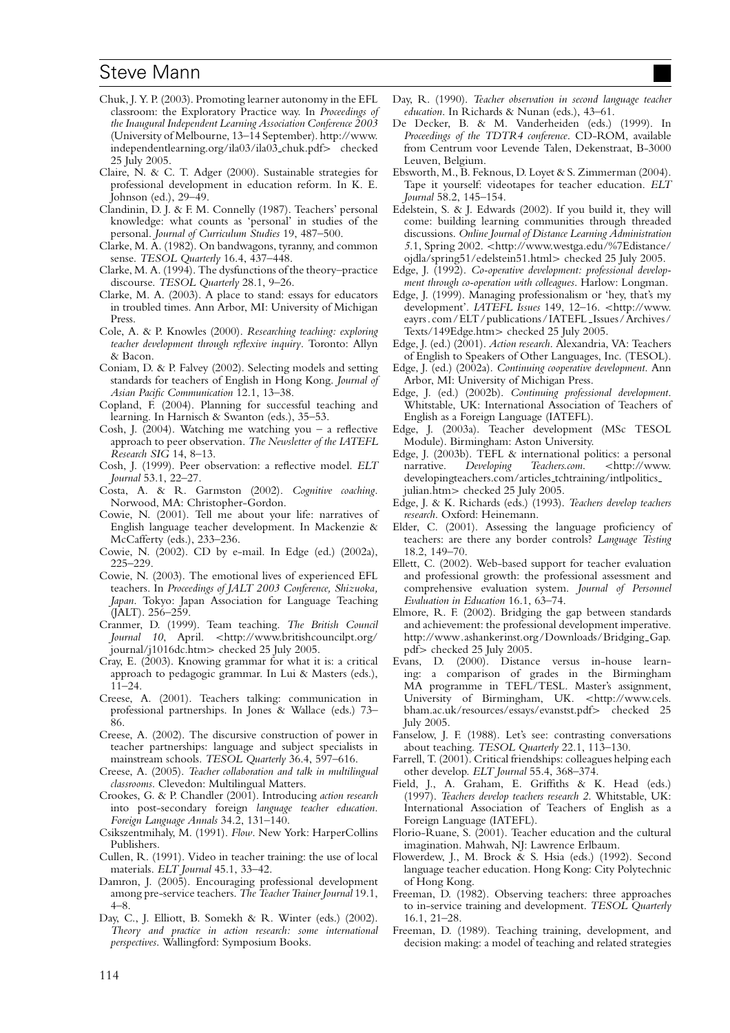Chuk, J. Y. P. (2003). Promoting learner autonomy in the EFL classroom: the Exploratory Practice way. In *Proceedings of the Inaugural Independent Learning Association Conference 2003* (University of Melbourne, 13–14 September). http://www.independentlearning.org/ila03/ila03_chuk.pdf> checked 25 July 2005.

Claire, N. & C. T. Adger (2000). Sustainable strategies for professional development in education reform. In K. E. Johnson (ed.), 29–49.

Clandinin, D. J. & F. M. Connelly (1987). Teachers' personal knowledge: what counts as 'personal' in studies of the personal. *Journal of Curriculum Studies* 19, 487–500.

Clarke, M. A. (1982). On bandwagons, tyranny, and common sense. *TESOL Quarterly* 16.4, 437–448.

Clarke, M. A. (1994). The dysfunctions of the theory–practice discourse. *TESOL Quarterly* 28.1, 9–26.

Clarke, M. A. (2003). A place to stand: essays for educators in troubled times. Ann Arbor, MI: University of Michigan Press.

Cole, A. & P. Knowles (2000). *Researching teaching: exploring teacher development through reflexive inquiry*. Toronto: Allyn & Bacon.

Coniam, D. & P. Falvey (2002). Selecting models and setting standards for teachers of English in Hong Kong. *Journal of Asian Pacific Communication* 12.1, 13–38.

Copland, F. (2004). Planning for successful teaching and learning. In Harnisch & Swanton (eds.), 35–53.

Cosh, J. (2004). Watching me watching you – a reflective approach to peer observation. *The Newsletter of the IATEFL Research SIG* 14, 8–13.

Cosh, J. (1999). Peer observation: a reflective model. *ELT Journal* 53.1, 22–27.

Costa, A. & R. Garmston (2002). *Cognitive coaching*. Norwood, MA: Christopher-Gordon.

Cowie, N. (2001). Tell me about your life: narratives of English language teacher development. In Mackenzie & McCafferty (eds.), 233–236.

Cowie, N. (2002). CD by e-mail. In Edge (ed.) (2002a), 225–229.

Cowie, N. (2003). The emotional lives of experienced EFL teachers. In *Proceedings of JALT 2003 Conference, Shizuoka, Japan*. Tokyo: Japan Association for Language Teaching (JALT). 256–259.

Cranmer, D. (1999). Team teaching. *The British Council Journal 10*, April. <http://www.britishcouncilpt.org/journal/j1016dc.htm> checked 25 July 2005.

Cray, E. (2003). Knowing grammar for what it is: a critical approach to pedagogic grammar. In Lui & Masters (eds.), 11–24.

Creese, A. (2001). Teachers talking: communication in professional partnerships. In Jones & Wallace (eds.) 73–86.

Creese, A. (2002). The discursive construction of power in teacher partnerships: language and subject specialists in mainstream schools. *TESOL Quarterly* 36.4, 597–616.

Creese, A. (2005). *Teacher collaboration and talk in multilingual classrooms*. Clevedon: Multilingual Matters.

Crookes, G. & P. Chandler (2001). Introducing *action research* into post-secondary foreign *language teacher education*. *Foreign Language Annals* 34.2, 131–140.

Csikszentmihaly, M. (1991). *Flow*. New York: HarperCollins Publishers.

Cullen, R. (1991). Video in teacher training: the use of local materials. *ELT Journal* 45.1, 33–42.

Damron, J. (2005). Encouraging professional development among pre-service teachers. *The Teacher Trainer Journal* 19.1, 4–8.

Day, C., J. Elliott, B. Somekh & R. Winter (eds.) (2002). *Theory and practice in action research: some international perspectives*. Wallingford: Symposium Books.

Day, R. (1990). *Teacher observation in second language teacher education*. In Richards & Nunan (eds.), 43–61.

De Decker, B. & M. Vanderheiden (eds.) (1999). In *Proceedings of the TDTR4 conference*. CD-ROM, available from Centrum voor Levende Talen, Dekenstraat, B-3000 Leuven, Belgium.

Ebsworth, M., B. Feknous, D. Loyet & S. Zimmerman (2004). Tape it yourself: videotapes for teacher education. *ELT Journal* 58.2, 145–154.

Edelstein, S. & J. Edwards (2002). If you build it, they will come: building learning communities through threaded discussions. *Online Journal of Distance Learning Administration 5*.1, Spring 2002. <http://www.westga.edu/%7Edistance/ojdla/spring51/edelstein51.html> checked 25 July 2005.

Edge, J. (1992). *Co-operative development: professional development through co-operation with colleagues*. Harlow: Longman.

Edge, J. (1999). Managing professionalism or 'hey, that's my development'. *IATEFL Issues* 149, 12–16. <http://www.eayrs.com/ELT/publications/IATEFL_Issues/Archives/Texts/149Edge.htm> checked 25 July 2005.

Edge, J. (ed.) (2001). *Action research*. Alexandria, VA: Teachers of English to Speakers of Other Languages, Inc. (TESOL).

Edge, J. (ed.) (2002a). *Continuing cooperative development*. Ann Arbor, MI: University of Michigan Press.

Edge, J. (ed.) (2002b). *Continuing professional development*. Whitstable, UK: International Association of Teachers of English as a Foreign Language (IATEFL).

Edge, J. (2003a). Teacher development (MSc TESOL Module). Birmingham: Aston University.

Edge, J. (2003b). TEFL & international politics: a personal narrative. *Developing Teachers.com*. <http://www.developingteachers.com/articles_tchtraining/intlpolitics_julian.htm> checked 25 July 2005.

Edge, J. & K. Richards (eds.) (1993). *Teachers develop teachers research*. Oxford: Heinemann.

Elder, C. (2001). Assessing the language proficiency of teachers: are there any border controls? *Language Testing* 18.2, 149–70.

Ellett, C. (2002). Web-based support for teacher evaluation and professional growth: the professional assessment and comprehensive evaluation system. *Journal of Personnel Evaluation in Education* 16.1, 63–74.

Elmore, R. F. (2002). Bridging the gap between standards and achievement: the professional development imperative. http://www.ashankerinst.org/Downloads/Bridging_Gap.pdf> checked 25 July 2005.

Evans, D. (2000). Distance versus in-house learning: a comparison of grades in the Birmingham MA programme in TEFL/TESL. Master's assignment, University of Birmingham, UK. <http://www.cels.bham.ac.uk/resources/essays/evanstst.pdf> checked 25 July 2005.

Fanselow, J. F. (1988). Let's see: contrasting conversations about teaching. *TESOL Quarterly* 22.1, 113–130.

Farrell, T. (2001). Critical friendships: colleagues helping each other develop. *ELT Journal* 55.4, 368–374.

Field, J., A. Graham, E. Griffiths & K. Head (eds.) (1997). *Teachers develop teachers research 2*. Whitstable, UK: International Association of Teachers of English as a Foreign Language (IATEFL).

Florio-Ruane, S. (2001). Teacher education and the cultural imagination. Mahwah, NJ: Lawrence Erlbaum.

Flowerdew, J., M. Brock & S. Hsia (eds.) (1992). Second language teacher education. Hong Kong: City Polytechnic of Hong Kong.

Freeman, D. (1982). Observing teachers: three approaches to in-service training and development. *TESOL Quarterly* 16.1, 21–28.

Freeman, D. (1989). Teaching training, development, and decision making: a model of teaching and related strategies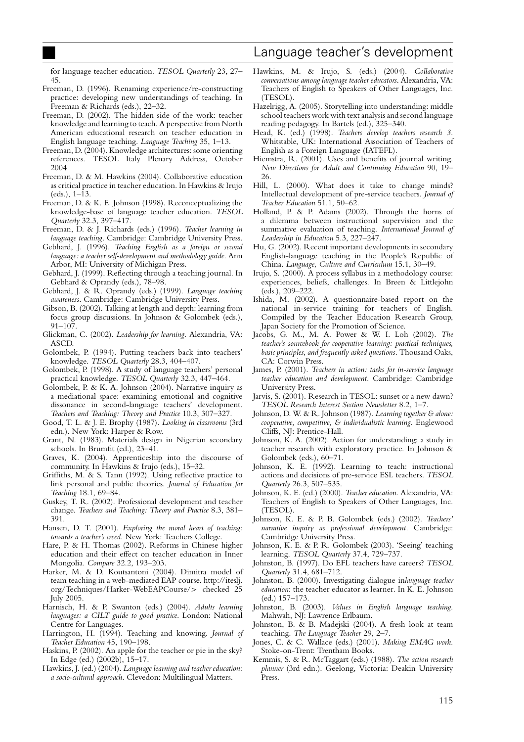for language teacher education. *TESOL Quarterly* 23, 27–45.

Freeman, D. (1996). Renaming experience/re-constructing practice: developing new understandings of teaching. In Freeman & Richards (eds.), 22–32.

Freeman, D. (2002). The hidden side of the work: teacher knowledge and learning to teach. A perspective from North American educational research on teacher education in English language teaching. *Language Teaching* 35, 1–13.

Freeman, D. (2004). Knowledge architectures: some orienting references. TESOL Italy Plenary Address, October 2004

Freeman, D. & M. Hawkins (2004). Collaborative education as critical practice in teacher education. In Hawkins & Irujo (eds.), 1–13.

Freeman, D. & K. E. Johnson (1998). Reconceptualizing the knowledge-base of language teacher education. *TESOL Quarterly* 32.3, 397–417.

Freeman, D. & J. Richards (eds.) (1996). *Teacher learning in language teaching*. Cambridge: Cambridge University Press.

Gebhard, J. (1996). *Teaching English as a foreign or second language: a teacher self-development and methodology guide*. Ann Arbor, MI: University of Michigan Press.

Gebhard, J. (1999). Reflecting through a teaching journal. In Gebhard & Oprandy (eds.), 78–98.

Gebhard, J. & R. Oprandy (eds.) (1999). *Language teaching awareness*. Cambridge: Cambridge University Press.

Gibson, B. (2002). Talking at length and depth: learning from focus group discussions. In Johnson & Golombek (eds.), 91–107.

Glickman, C. (2002). *Leadership for learning*. Alexandria, VA: ASCD.

Golombek, P. (1994). Putting teachers back into teachers' knowledge. *TESOL Quarterly* 28.3, 404–407.

Golombek, P. (1998). A study of language teachers' personal practical knowledge. *TESOL Quarterly* 32.3, 447–464.

Golombek, P. & K. A. Johnson (2004). Narrative inquiry as a mediational space: examining emotional and cognitive dissonance in second-language teachers' development. *Teachers and Teaching: Theory and Practice* 10.3, 307–327.

Good, T. L. & J. E. Brophy (1987). *Looking in classrooms* (3rd edn.). New York: Harper & Row.

Grant, N. (1983). Materials design in Nigerian secondary schools. In Brumfit (ed.), 23–41.

Graves, K. (2004). Apprenticeship into the discourse of community. In Hawkins & Irujo (eds.), 15–32.

Griffiths, M. & S. Tann (1992). Using reflective practice to link personal and public theories. *Journal of Education for Teaching* 18.1, 69–84.

Guskey, T. R. (2002). Professional development and teacher change. *Teachers and Teaching: Theory and Practice* 8.3, 381–391.

Hansen, D. T. (2001). *Exploring the moral heart of teaching: towards a teacher's creed*. New York: Teachers College.

Hare, P. & H. Thomas (2002). Reforms in Chinese higher education and their effect on teacher education in Inner Mongolia. *Compare* 32.2, 193–203.

Harker, M. & D. Koutsantoni (2004). Dimitra model of team teaching in a web-mediated EAP course. http://iteslj.org/Techniques/Harker-WebEAPCourse/> checked 25 July 2005.

Harnisch, H. & P. Swanton (eds.) (2004). *Adults learning languages: a CILT guide to good practice*. London: National Centre for Languages.

Harrington, H. (1994). Teaching and knowing. *Journal of Teacher Education* 45, 190–198.

Haskins, P. (2002). An apple for the teacher or pie in the sky? In Edge (ed.) (2002b), 15–17.

Hawkins, J. (ed.) (2004). *Language learning and teacher education: a socio-cultural approach*. Clevedon: Multilingual Matters.

Hawkins, M. & Irujo, S. (eds.) (2004). *Collaborative conversations among language teacher educators*. Alexandria, VA: Teachers of English to Speakers of Other Languages, Inc. (TESOL).

Hazelrigg, A. (2005). Storytelling into understanding: middle school teachers work with text analysis and second language reading pedagogy. In Bartels (ed.), 325–340.

Head, K. (ed.) (1998). *Teachers develop teachers research 3*. Whitstable, UK: International Association of Teachers of English as a Foreign Language (IATEFL).

Hiemstra, R. (2001). Uses and benefits of journal writing. *New Directions for Adult and Continuing Education* 90, 19–26.

Hill, L. (2000). What does it take to change minds? Intellectual development of pre-service teachers. *Journal of Teacher Education* 51.1, 50–62.

Holland, P. & P. Adams (2002). Through the horns of a dilemma between instructional supervision and the summative evaluation of teaching. *International Journal of Leadership in Education* 5.3, 227–247.

Hu, G. (2002). Recent important developments in secondary English-language teaching in the People's Republic of China. *Language, Culture and Curriculum* 15.1, 30–49.

Irujo, S. (2000). A process syllabus in a methodology course: experiences, beliefs, challenges. In Breen & Littlejohn (eds.), 209–222.

Ishida, M. (2002). A questionnaire-based report on the national in-service training for teachers of English. Compiled by the Teacher Education Research Group, Japan Society for the Promotion of Science.

Jacobs, G. M., M. A. Power & W. I. Loh (2002). *The teacher's sourcebook for cooperative learning: practical techniques, basic principles, and frequently asked questions*. Thousand Oaks, CA: Corwin Press.

James, P. (2001). *Teachers in action: tasks for in-service language teacher education and development*. Cambridge: Cambridge University Press.

Jarvis, S. (2001). Research in TESOL: sunset or a new dawn? *TESOL Research Interest Section Newsletter* 8.2, 1–7.

Johnson, D. W. & R. Johnson (1987). *Learning together & alone: cooperative, competitive, & individualistic learning*. Englewood Cliffs, NJ: Prentice-Hall.

Johnson, K. A. (2002). Action for understanding: a study in teacher research with exploratory practice. In Johnson & Golombek (eds.), 60–71.

Johnson, K. E. (1992). Learning to teach: instructional actions and decisions of pre-service ESL teachers. *TESOL Quarterly* 26.3, 507–535.

Johnson, K. E. (ed.) (2000). *Teacher education*. Alexandria, VA: Teachers of English to Speakers of Other Languages, Inc. (TESOL).

Johnson, K. E. & P. B. Golombek (eds.) (2002). *Teachers' narrative inquiry as professional development*. Cambridge: Cambridge University Press.

Johnson, K. E. & P. R. Golombek (2003). 'Seeing' teaching learning. *TESOL Quarterly* 37.4, 729–737.

Johnston, B. (1997). Do EFL teachers have careers? *TESOL Quarterly* 31.4, 681–712.

Johnston, B. (2000). Investigating dialogue in*language teacher education*: the teacher educator as learner. In K. E. Johnson (ed.) 157–173.

Johnston, B. (2003). *Values in English language teaching*. Mahwah, NJ: Lawrence Erlbaum.

Johnston, B. & B. Madejski (2004). A fresh look at team teaching. *The Language Teacher* 29, 2–7.

Jones, C. & C. Wallace (eds.) (2001). *Making EMAG work*. Stoke-on-Trent: Trentham Books.

Kemmis, S. & R. McTaggart (eds.) (1988). *The action research planner* (3rd edn.). Geelong, Victoria: Deakin University Press.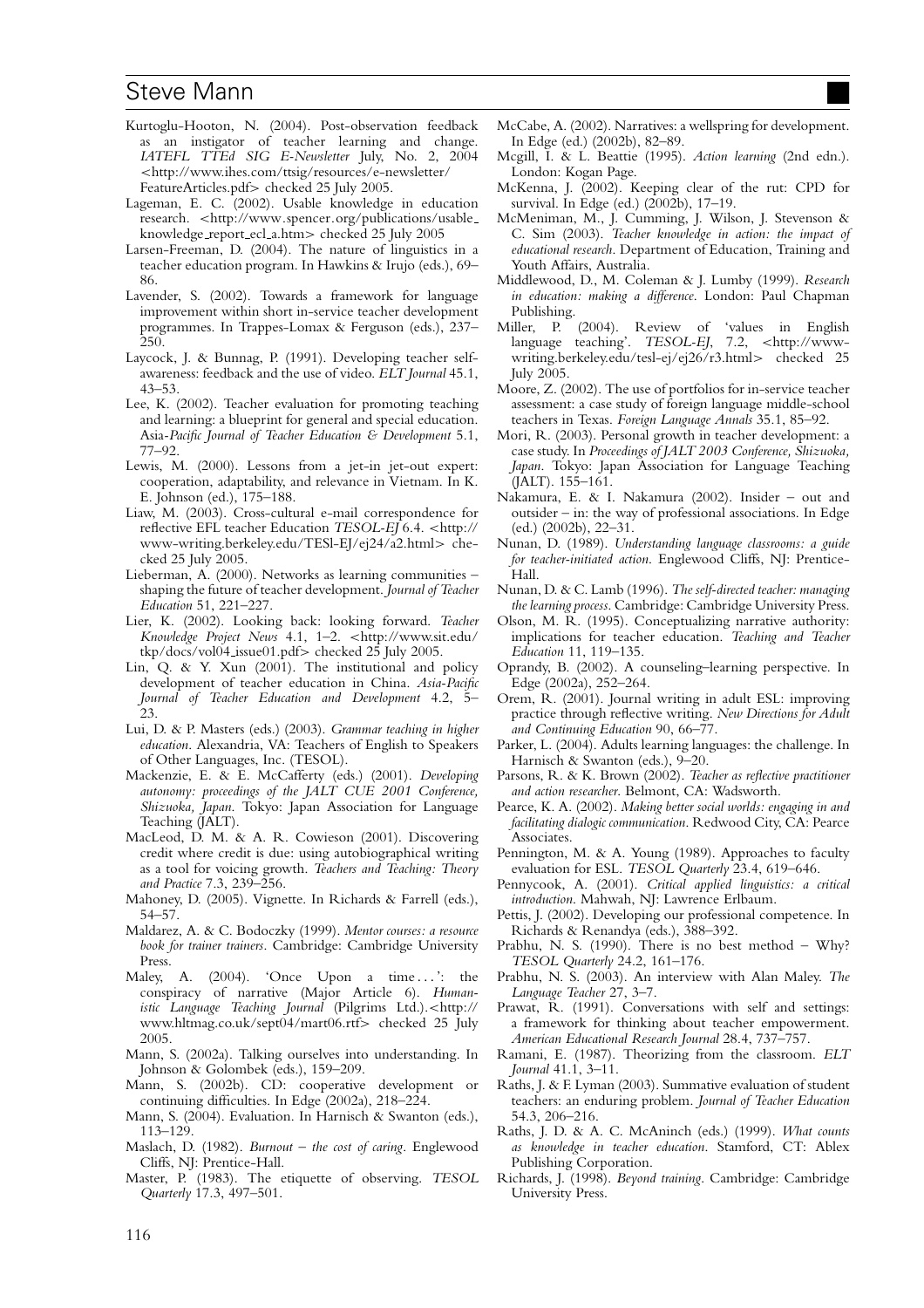Kurtoglu-Hooton, N. (2004). Post-observation feedback as an instigator of teacher learning and change. *IATEFL TTEd SIG E-Newsletter* July, No. 2, 2004 <http://www.ihes.com/ttsig/resources/e-newsletter/FeatureArticles.pdf> checked 25 July 2005.

Lageman, E. C. (2002). Usable knowledge in education research. <http://www.spencer.org/publications/usable_knowledge_report_ecl_a.htm> checked 25 July 2005

Larsen-Freeman, D. (2004). The nature of linguistics in a teacher education program. In Hawkins & Irujo (eds.), 69–86.

Lavender, S. (2002). Towards a framework for language improvement within short in-service teacher development programmes. In Trappes-Lomax & Ferguson (eds.), 237–250.

Laycock, J. & Bunnag, P. (1991). Developing teacher self-awareness: feedback and the use of video. *ELT Journal* 45.1, 43–53.

Lee, K. (2002). Teacher evaluation for promoting teaching and learning: a blueprint for general and special education. Asia-*Pacific Journal of Teacher Education & Development* 5.1, 77–92.

Lewis, M. (2000). Lessons from a jet-in jet-out expert: cooperation, adaptability, and relevance in Vietnam. In K. E. Johnson (ed.), 175–188.

Liaw, M. (2003). Cross-cultural e-mail correspondence for reflective EFL teacher Education *TESOL-EJ* 6.4. <http://www-writing.berkeley.edu/TESl-EJ/ej24/a2.html> checked 25 July 2005.

Lieberman, A. (2000). Networks as learning communities – shaping the future of teacher development. *Journal of Teacher Education* 51, 221–227.

Lier, K. (2002). Looking back: looking forward. *Teacher Knowledge Project News* 4.1, 1–2. <http://www.sit.edu/tkp/docs/vol04_issue01.pdf> checked 25 July 2005.

Lin, Q. & Y. Xun (2001). The institutional and policy development of teacher education in China. *Asia-Pacific Journal of Teacher Education and Development* 4.2, 5–23.

Lui, D. & P. Masters (eds.) (2003). *Grammar teaching in higher education*. Alexandria, VA: Teachers of English to Speakers of Other Languages, Inc. (TESOL).

Mackenzie, E. & E. McCafferty (eds.) (2001). *Developing autonomy: proceedings of the JALT CUE 2001 Conference, Shizuoka, Japan*. Tokyo: Japan Association for Language Teaching (JALT).

MacLeod, D. M. & A. R. Cowieson (2001). Discovering credit where credit is due: using autobiographical writing as a tool for voicing growth. *Teachers and Teaching: Theory and Practice* 7.3, 239–256.

Mahoney, D. (2005). Vignette. In Richards & Farrell (eds.), 54–57.

Maldarez, A. & C. Bodoczky (1999). *Mentor courses: a resource book for trainer trainers*. Cambridge: Cambridge University Press.

Maley, A. (2004). 'Once Upon a time . . . ': the conspiracy of narrative (Major Article 6). *Humanistic Language Teaching Journal* (Pilgrims Ltd.).<http://www.hltmag.co.uk/sept04/mart06.rtf> checked 25 July 2005.

Mann, S. (2002a). Talking ourselves into understanding. In Johnson & Golombek (eds.), 159–209.

Mann, S. (2002b). CD: cooperative development or continuing difficulties. In Edge (2002a), 218–224.

Mann, S. (2004). Evaluation. In Harnisch & Swanton (eds.), 113–129.

Maslach, D. (1982). *Burnout – the cost of caring*. Englewood Cliffs, NJ: Prentice-Hall.

Master, P. (1983). The etiquette of observing. *TESOL Quarterly* 17.3, 497–501.

McCabe, A. (2002). Narratives: a wellspring for development. In Edge (ed.) (2002b), 82–89.

Mcgill, I. & L. Beattie (1995). *Action learning* (2nd edn.). London: Kogan Page.

McKenna, J. (2002). Keeping clear of the rut: CPD for survival. In Edge (ed.) (2002b), 17–19.

McMeniman, M., J. Cumming, J. Wilson, J. Stevenson & C. Sim (2003). *Teacher knowledge in action: the impact of educational research*. Department of Education, Training and Youth Affairs, Australia.

Middlewood, D., M. Coleman & J. Lumby (1999). *Research in education: making a difference*. London: Paul Chapman Publishing.

Miller, P. (2004). Review of 'values in English language teaching'. *TESOL-EJ*, 7.2, <http://www-writing.berkeley.edu/tesl-ej/ej26/r3.html> checked 25 July 2005.

Moore, Z. (2002). The use of portfolios for in-service teacher assessment: a case study of foreign language middle-school teachers in Texas. *Foreign Language Annals* 35.1, 85–92.

Mori, R. (2003). Personal growth in teacher development: a case study. In *Proceedings of JALT 2003 Conference, Shizuoka, Japan*. Tokyo: Japan Association for Language Teaching (JALT). 155–161.

Nakamura, E. & I. Nakamura (2002). Insider – out and outsider – in: the way of professional associations. In Edge (ed.) (2002b), 22–31.

Nunan, D. (1989). *Understanding language classrooms: a guide for teacher-initiated action*. Englewood Cliffs, NJ: Prentice-Hall.

Nunan, D. & C. Lamb (1996). *The self-directed teacher: managing the learning process*. Cambridge: Cambridge University Press.

Olson, M. R. (1995). Conceptualizing narrative authority: implications for teacher education. *Teaching and Teacher Education* 11, 119–135.

Oprandy, B. (2002). A counseling–learning perspective. In Edge (2002a), 252–264.

Orem, R. (2001). Journal writing in adult ESL: improving practice through reflective writing. *New Directions for Adult and Continuing Education* 90, 66–77.

Parker, L. (2004). Adults learning languages: the challenge. In Harnisch & Swanton (eds.), 9–20.

Parsons, R. & K. Brown (2002). *Teacher as reflective practitioner and action researcher*. Belmont, CA: Wadsworth.

Pearce, K. A. (2002). *Making better social worlds: engaging in and facilitating dialogic communication*. Redwood City, CA: Pearce Associates.

Pennington, M. & A. Young (1989). Approaches to faculty evaluation for ESL. *TESOL Quarterly* 23.4, 619–646.

Pennycook, A. (2001). *Critical applied linguistics: a critical introduction*. Mahwah, NJ: Lawrence Erlbaum.

Pettis, J. (2002). Developing our professional competence. In Richards & Renandya (eds.), 388–392.

Prabhu, N. S. (1990). There is no best method – Why? *TESOL Quarterly* 24.2, 161–176.

Prabhu, N. S. (2003). An interview with Alan Maley. *The Language Teacher* 27, 3–7.

Prawat, R. (1991). Conversations with self and settings: a framework for thinking about teacher empowerment. *American Educational Research Journal* 28.4, 737–757.

Ramani, E. (1987). Theorizing from the classroom. *ELT Journal* 41.1, 3–11.

Raths, J. & F. Lyman (2003). Summative evaluation of student teachers: an enduring problem. *Journal of Teacher Education* 54.3, 206–216.

Raths, J. D. & A. C. McAninch (eds.) (1999). *What counts as knowledge in teacher education*. Stamford, CT: Ablex Publishing Corporation.

Richards, J. (1998). *Beyond training*. Cambridge: Cambridge University Press.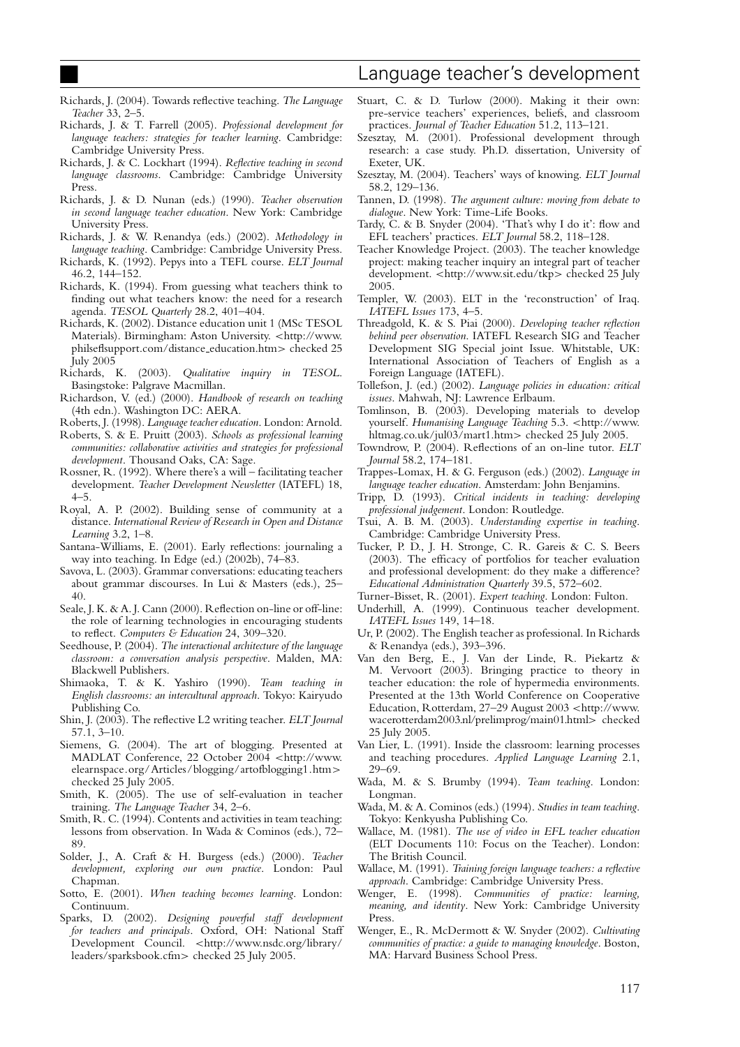Richards, J. (2004). Towards reflective teaching. *The Language Teacher* 33, 2–5.

Richards, J. & T. Farrell (2005). *Professional development for language teachers: strategies for teacher learning*. Cambridge: Cambridge University Press.

Richards, J. & C. Lockhart (1994). *Reflective teaching in second language classrooms*. Cambridge: Cambridge University Press.

Richards, J. & D. Nunan (eds.) (1990). *Teacher observation in second language teacher education*. New York: Cambridge University Press.

Richards, J. & W. Renandya (eds.) (2002). *Methodology in language teaching*. Cambridge: Cambridge University Press.

Richards, K. (1992). Pepys into a TEFL course. *ELT Journal* 46.2, 144–152.

Richards, K. (1994). From guessing what teachers think to finding out what teachers know: the need for a research agenda. *TESOL Quarterly* 28.2, 401–404.

Richards, K. (2002). Distance education unit 1 (MSc TESOL Materials). Birmingham: Aston University. <http://www.philseflsupport.com/distance_education.htm> checked 25 July 2005

Richards, K. (2003). *Qualitative inquiry in TESOL*. Basingstoke: Palgrave Macmillan.

Richardson, V. (ed.) (2000). *Handbook of research on teaching* (4th edn.). Washington DC: AERA.

Roberts, J. (1998). *Language teacher education*. London: Arnold.

Roberts, S. & E. Pruitt (2003). *Schools as professional learning communities: collaborative activities and strategies for professional development*. Thousand Oaks, CA: Sage.

Rossner, R. (1992). Where there's a will – facilitating teacher development. *Teacher Development Newsletter* (IATEFL) 18, 4–5.

Royal, A. P. (2002). Building sense of community at a distance. *International Review of Research in Open and Distance Learning* 3.2, 1–8.

Santana-Williams, E. (2001). Early reflections: journaling a way into teaching. In Edge (ed.) (2002b), 74–83.

Savova, L. (2003). Grammar conversations: educating teachers about grammar discourses. In Lui & Masters (eds.), 25–40.

Seale, J. K. & A. J. Cann (2000). Reflection on-line or off-line: the role of learning technologies in encouraging students to reflect. *Computers & Education* 24, 309–320.

Seedhouse, P. (2004). *The interactional architecture of the language classroom: a conversation analysis perspective*. Malden, MA: Blackwell Publishers.

Shimaoka, T. & K. Yashiro (1990). *Team teaching in English classrooms: an intercultural approach*. Tokyo: Kairyudo Publishing Co.

Shin, J. (2003). The reflective L2 writing teacher. *ELT Journal* 57.1, 3–10.

Siemens, G. (2004). The art of blogging. Presented at MADLAT Conference, 22 October 2004 <http://www.elearnspace.org/Articles/blogging/artofblogging1.htm> checked 25 July 2005.

Smith, K. (2005). The use of self-evaluation in teacher training. *The Language Teacher* 34, 2–6.

Smith, R. C. (1994). Contents and activities in team teaching: lessons from observation. In Wada & Cominos (eds.), 72–89.

Solder, J., A. Craft & H. Burgess (eds.) (2000). *Teacher development, exploring our own practice*. London: Paul Chapman.

Sotto, E. (2001). *When teaching becomes learning*. London: Continuum.

Sparks, D. (2002). *Designing powerful staff development for teachers and principals*. Oxford, OH: National Staff Development Council. <http://www.nsdc.org/library/leaders/sparksbook.cfm> checked 25 July 2005.

Stuart, C. & D. Turlow (2000). Making it their own: pre-service teachers' experiences, beliefs, and classroom practices. *Journal of Teacher Education* 51.2, 113–121.

Szesztay, M. (2001). Professional development through research: a case study. Ph.D. dissertation, University of Exeter, UK.

Szesztay, M. (2004). Teachers' ways of knowing. *ELT Journal* 58.2, 129–136.

Tannen, D. (1998). *The argument culture: moving from debate to dialogue*. New York: Time-Life Books.

Tardy, C. & B. Snyder (2004). 'That's why I do it': flow and EFL teachers' practices. *ELT Journal* 58.2, 118–128.

Teacher Knowledge Project. (2003). The teacher knowledge project: making teacher inquiry an integral part of teacher development. <http://www.sit.edu/tkp> checked 25 July 2005.

Templer, W. (2003). ELT in the 'reconstruction' of Iraq. *IATEFL Issues* 173, 4–5.

Threadgold, K. & S. Piai (2000). *Developing teacher reflection behind peer observation*. IATEFL Research SIG and Teacher Development SIG Special joint Issue. Whitstable, UK: International Association of Teachers of English as a Foreign Language (IATEFL).

Tollefson, J. (ed.) (2002). *Language policies in education: critical issues*. Mahwah, NJ: Lawrence Erlbaum.

Tomlinson, B. (2003). Developing materials to develop yourself. *Humanising Language Teaching* 5.3. <http://www.hltmag.co.uk/jul03/mart1.htm> checked 25 July 2005.

Towndrow, P. (2004). Reflections of an on-line tutor. *ELT Journal* 58.2, 174–181.

Trappes-Lomax, H. & G. Ferguson (eds.) (2002). *Language in language teacher education*. Amsterdam: John Benjamins.

Tripp, D. (1993). *Critical incidents in teaching: developing professional judgement*. London: Routledge.

Tsui, A. B. M. (2003). *Understanding expertise in teaching*. Cambridge: Cambridge University Press.

Tucker, P. D., J. H. Stronge, C. R. Gareis & C. S. Beers (2003). The efficacy of portfolios for teacher evaluation and professional development: do they make a difference? *Educational Administration Quarterly* 39.5, 572–602.

Turner-Bisset, R. (2001). *Expert teaching*. London: Fulton.

Underhill, A. (1999). Continuous teacher development. *IATEFL Issues* 149, 14–18.

Ur, P. (2002). The English teacher as professional. In Richards & Renandya (eds.), 393–396.

Van den Berg, E., J. Van der Linde, R. Piekartz & M. Vervoort (2003). Bringing practice to theory in teacher education: the role of hypermedia environments. Presented at the 13th World Conference on Cooperative Education, Rotterdam, 27–29 August 2003 <http://www.wacerotterdam2003.nl/prelimprog/main01.html> checked 25 July 2005.

Van Lier, L. (1991). Inside the classroom: learning processes and teaching procedures. *Applied Language Learning* 2.1, 29–69.

Wada, M. & S. Brumby (1994). *Team teaching*. London: Longman.

Wada, M. & A. Cominos (eds.) (1994). *Studies in team teaching*. Tokyo: Kenkyusha Publishing Co.

Wallace, M. (1981). *The use of video in EFL teacher education* (ELT Documents 110: Focus on the Teacher). London: The British Council.

Wallace, M. (1991). *Training foreign language teachers: a reflective approach*. Cambridge: Cambridge University Press.

Wenger, E. (1998). *Communities of practice: learning, meaning, and identity*. New York: Cambridge University Press.

Wenger, E., R. McDermott & W. Snyder (2002). *Cultivating communities of practice: a guide to managing knowledge*. Boston, MA: Harvard Business School Press.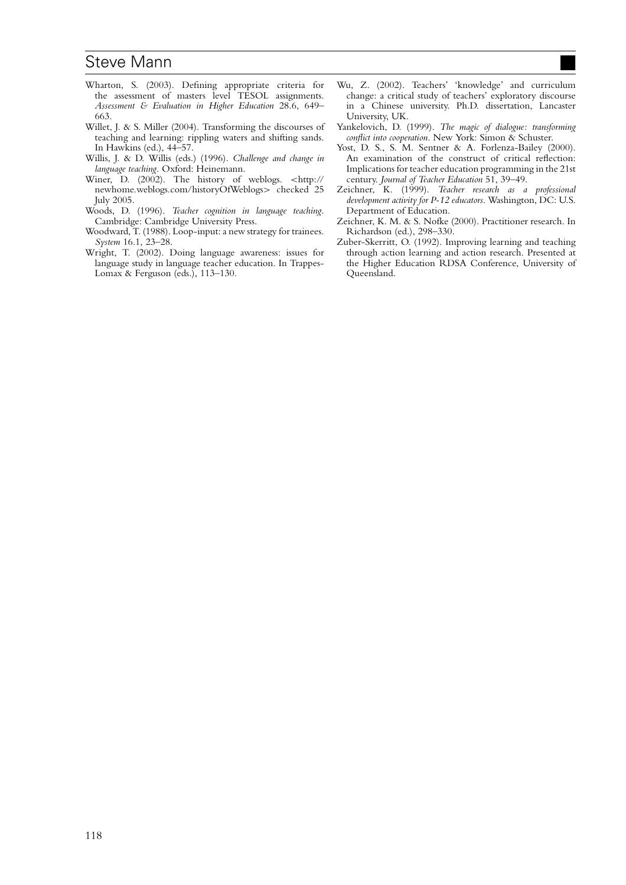Wharton, S. (2003). Defining appropriate criteria for the assessment of masters level TESOL assignments. *Assessment & Evaluation in Higher Education* 28.6, 649–663.

Willet, J. & S. Miller (2004). Transforming the discourses of teaching and learning: rippling waters and shifting sands. In Hawkins (ed.), 44–57.

Willis, J. & D. Willis (eds.) (1996). *Challenge and change in language teaching*. Oxford: Heinemann.

Winer, D. (2002). The history of weblogs. <http://newhome.weblogs.com/historyOfWeblogs> checked 25 July 2005.

Woods, D. (1996). *Teacher cognition in language teaching*. Cambridge: Cambridge University Press.

Woodward, T. (1988). Loop-input: a new strategy for trainees. *System* 16.1, 23–28.

Wright, T. (2002). Doing language awareness: issues for language study in language teacher education. In Trappes-Lomax & Ferguson (eds.), 113–130.

Wu, Z. (2002). Teachers' 'knowledge' and curriculum change: a critical study of teachers' exploratory discourse in a Chinese university. Ph.D. dissertation, Lancaster University, UK.

Yankelovich, D. (1999). *The magic of dialogue: transforming conflict into cooperation*. New York: Simon & Schuster.

Yost, D. S., S. M. Sentner & A. Forlenza-Bailey (2000). An examination of the construct of critical reflection: Implications for teacher education programming in the 21st century. *Journal of Teacher Education* 51, 39–49.

Zeichner, K. (1999). *Teacher research as a professional development activity for P-12 educators*. Washington, DC: U.S. Department of Education.

Zeichner, K. M. & S. Nofke (2000). Practitioner research. In Richardson (ed.), 298–330.

Zuber-Skerritt, O. (1992). Improving learning and teaching through action learning and action research. Presented at the Higher Education RDSA Conference, University of Queensland.